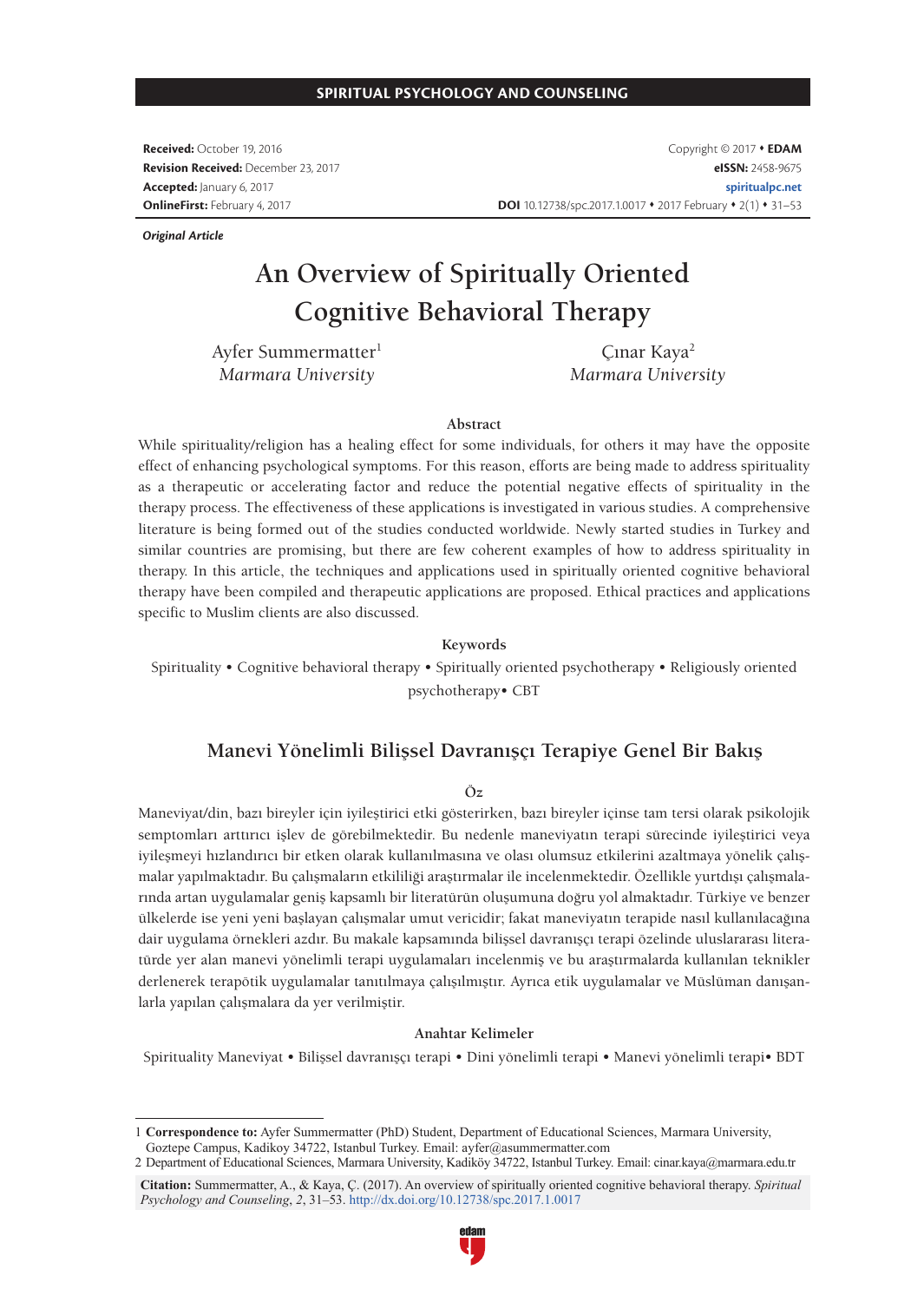SPIRITUAL PSYCHOLOGY AND COUNSELING

**Received:** October 19, 2016
**Revision Received:** December 23, 2017
**Accepted:** January 6, 2017
**OnlineFirst:** February 4, 2017

Copyright © 2017 • **EDAM**
**eISSN:** 2458-9675
**spiritualpc.net**
**DOI** 10.12738/spc.2017.1.0017 • 2017 February • 2(1) • 31–53

***Original Article***

# An Overview of Spiritually Oriented Cognitive Behavioral Therapy

Ayfer Summermatter[1]
*Marmara University*

Çınar Kaya[2]
*Marmara University*

### Abstract

While spirituality/religion has a healing effect for some individuals, for others it may have the opposite effect of enhancing psychological symptoms. For this reason, efforts are being made to address spirituality as a therapeutic or accelerating factor and reduce the potential negative effects of spirituality in the therapy process. The effectiveness of these applications is investigated in various studies. A comprehensive literature is being formed out of the studies conducted worldwide. Newly started studies in Turkey and similar countries are promising, but there are few coherent examples of how to address spirituality in therapy. In this article, the techniques and applications used in spiritually oriented cognitive behavioral therapy have been compiled and therapeutic applications are proposed. Ethical practices and applications specific to Muslim clients are also discussed.

### Keywords

Spirituality • Cognitive behavioral therapy • Spiritually oriented psychotherapy • Religiously oriented psychotherapy• CBT

## Manevi Yönelimli Bilişsel Davranışçı Terapiye Genel Bir Bakış

### Öz

Maneviyat/din, bazı bireyler için iyileştirici etki gösterirken, bazı bireyler içinse tam tersi olarak psikolojik semptomları arttırıcı işlev de görebilmektedir. Bu nedenle maneviyatın terapi sürecinde iyileştirici veya iyileşmeyi hızlandırıcı bir etken olarak kullanılmasına ve olası olumsuz etkilerini azaltmaya yönelik çalışmalar yapılmaktadır. Bu çalışmaların etkililiği araştırmalar ile incelenmektedir. Özellikle yurtdışı çalışmalarında artan uygulamalar geniş kapsamlı bir literatürün oluşumuna doğru yol almaktadır. Türkiye ve benzer ülkelerde ise yeni yeni başlayan çalışmalar umut vericidir; fakat maneviyatın terapide nasıl kullanılacağına dair uygulama örnekleri azdır. Bu makale kapsamında bilişsel davranışçı terapi özelinde uluslararası literatürde yer alan manevi yönelimli terapi uygulamaları incelenmiş ve bu araştırmalarda kullanılan teknikler derlenerek terapötik uygulamalar tanıtılmaya çalışılmıştır. Ayrıca etik uygulamalar ve Müslüman danışanlarla yapılan çalışmalara da yer verilmiştir.

### Anahtar Kelimeler

Spirituality Maneviyat • Bilişsel davranışçı terapi • Dini yönelimli terapi • Manevi yönelimli terapi• BDT

---

1 **Correspondence to:** Ayfer Summermatter (PhD) Student, Department of Educational Sciences, Marmara University, Goztepe Campus, Kadikoy 34722, Istanbul Turkey. Email: ayfer@asummermatter.com
2 Department of Educational Sciences, Marmara University, Kadiköy 34722, Istanbul Turkey. Email: cinar.kaya@marmara.edu.tr

**Citation:** Summermatter, A., & Kaya, Ç. (2017). An overview of spiritually oriented cognitive behavioral therapy. *Spiritual Psychology and Counseling*, *2*, 31–53. http://dx.doi.org/10.12738/spc.2017.1.0017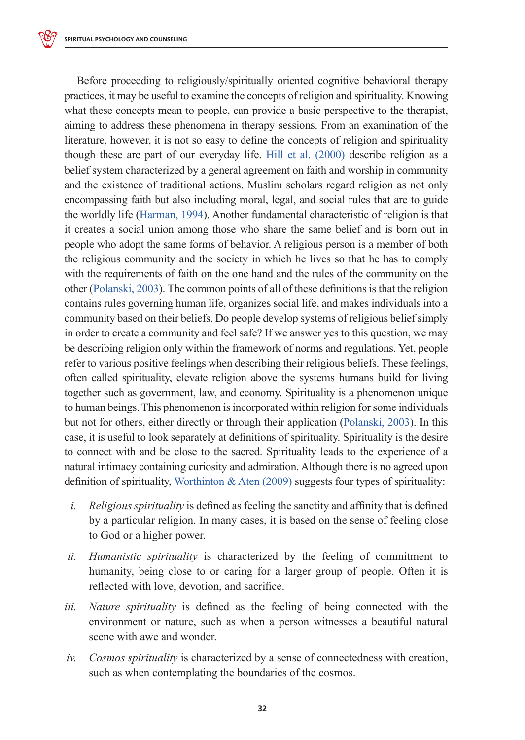Before proceeding to religiously/spiritually oriented cognitive behavioral therapy practices, it may be useful to examine the concepts of religion and spirituality. Knowing what these concepts mean to people, can provide a basic perspective to the therapist, aiming to address these phenomena in therapy sessions. From an examination of the literature, however, it is not so easy to define the concepts of religion and spirituality though these are part of our everyday life. Hill et al. (2000) describe religion as a belief system characterized by a general agreement on faith and worship in community and the existence of traditional actions. Muslim scholars regard religion as not only encompassing faith but also including moral, legal, and social rules that are to guide the worldly life (Harman, 1994). Another fundamental characteristic of religion is that it creates a social union among those who share the same belief and is born out in people who adopt the same forms of behavior. A religious person is a member of both the religious community and the society in which he lives so that he has to comply with the requirements of faith on the one hand and the rules of the community on the other (Polanski, 2003). The common points of all of these definitions is that the religion contains rules governing human life, organizes social life, and makes individuals into a community based on their beliefs. Do people develop systems of religious belief simply in order to create a community and feel safe? If we answer yes to this question, we may be describing religion only within the framework of norms and regulations. Yet, people refer to various positive feelings when describing their religious beliefs. These feelings, often called spirituality, elevate religion above the systems humans build for living together such as government, law, and economy. Spirituality is a phenomenon unique to human beings. This phenomenon is incorporated within religion for some individuals but not for others, either directly or through their application (Polanski, 2003). In this case, it is useful to look separately at definitions of spirituality. Spirituality is the desire to connect with and be close to the sacred. Spirituality leads to the experience of a natural intimacy containing curiosity and admiration. Although there is no agreed upon definition of spirituality, Worthinton & Aten (2009) suggests four types of spirituality:

i. *Religious spirituality* is defined as feeling the sanctity and affinity that is defined by a particular religion. In many cases, it is based on the sense of feeling close to God or a higher power.

ii. *Humanistic spirituality* is characterized by the feeling of commitment to humanity, being close to or caring for a larger group of people. Often it is reflected with love, devotion, and sacrifice.

iii. *Nature spirituality* is defined as the feeling of being connected with the environment or nature, such as when a person witnesses a beautiful natural scene with awe and wonder.

iv. *Cosmos spirituality* is characterized by a sense of connectedness with creation, such as when contemplating the boundaries of the cosmos.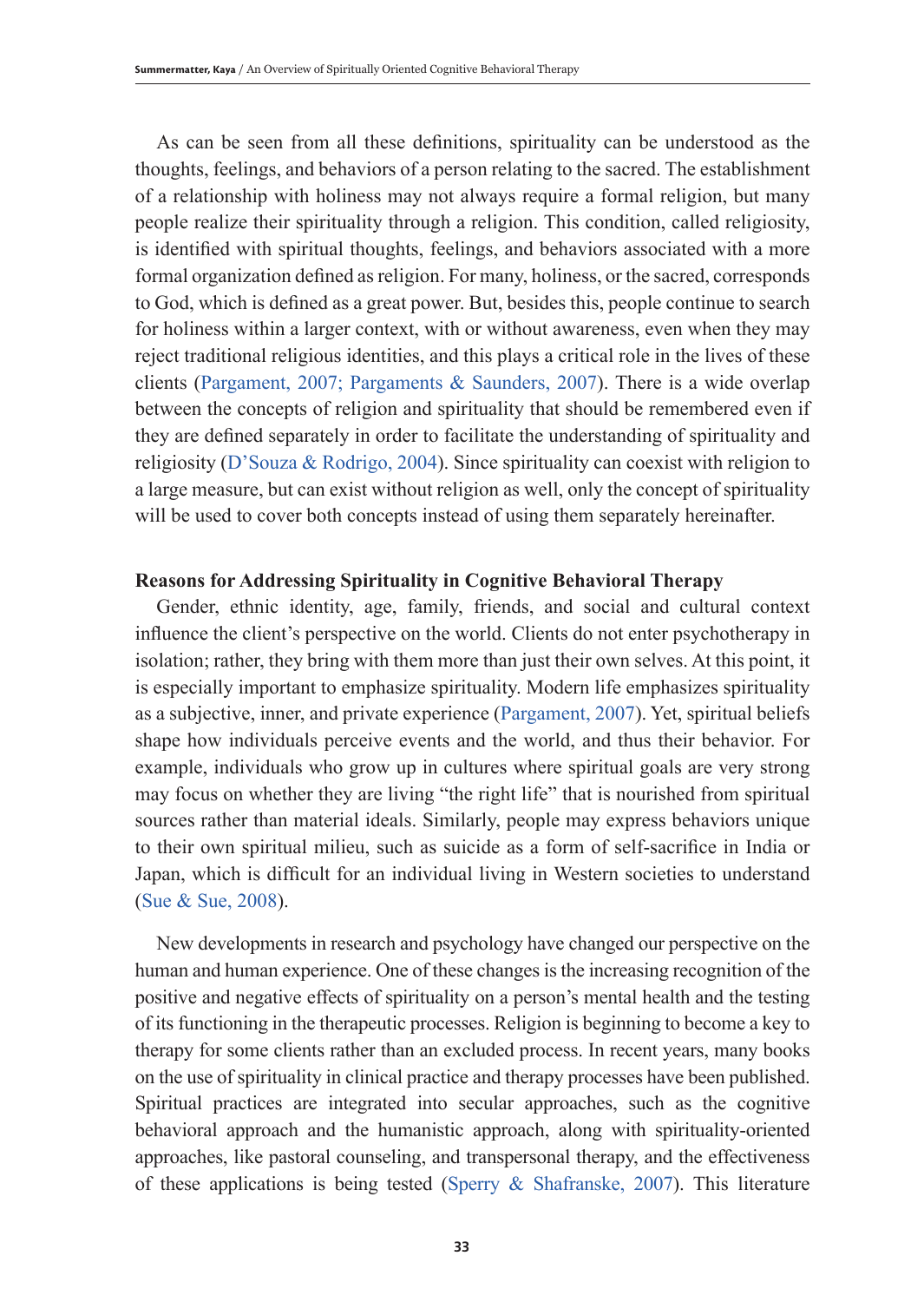As can be seen from all these definitions, spirituality can be understood as the thoughts, feelings, and behaviors of a person relating to the sacred. The establishment of a relationship with holiness may not always require a formal religion, but many people realize their spirituality through a religion. This condition, called religiosity, is identified with spiritual thoughts, feelings, and behaviors associated with a more formal organization defined as religion. For many, holiness, or the sacred, corresponds to God, which is defined as a great power. But, besides this, people continue to search for holiness within a larger context, with or without awareness, even when they may reject traditional religious identities, and this plays a critical role in the lives of these clients (Pargament, 2007; Pargaments & Saunders, 2007). There is a wide overlap between the concepts of religion and spirituality that should be remembered even if they are defined separately in order to facilitate the understanding of spirituality and religiosity (D'Souza & Rodrigo, 2004). Since spirituality can coexist with religion to a large measure, but can exist without religion as well, only the concept of spirituality will be used to cover both concepts instead of using them separately hereinafter.

## Reasons for Addressing Spirituality in Cognitive Behavioral Therapy

Gender, ethnic identity, age, family, friends, and social and cultural context influence the client's perspective on the world. Clients do not enter psychotherapy in isolation; rather, they bring with them more than just their own selves. At this point, it is especially important to emphasize spirituality. Modern life emphasizes spirituality as a subjective, inner, and private experience (Pargament, 2007). Yet, spiritual beliefs shape how individuals perceive events and the world, and thus their behavior. For example, individuals who grow up in cultures where spiritual goals are very strong may focus on whether they are living "the right life" that is nourished from spiritual sources rather than material ideals. Similarly, people may express behaviors unique to their own spiritual milieu, such as suicide as a form of self-sacrifice in India or Japan, which is difficult for an individual living in Western societies to understand (Sue & Sue, 2008).

New developments in research and psychology have changed our perspective on the human and human experience. One of these changes is the increasing recognition of the positive and negative effects of spirituality on a person's mental health and the testing of its functioning in the therapeutic processes. Religion is beginning to become a key to therapy for some clients rather than an excluded process. In recent years, many books on the use of spirituality in clinical practice and therapy processes have been published. Spiritual practices are integrated into secular approaches, such as the cognitive behavioral approach and the humanistic approach, along with spirituality-oriented approaches, like pastoral counseling, and transpersonal therapy, and the effectiveness of these applications is being tested (Sperry & Shafranske, 2007). This literature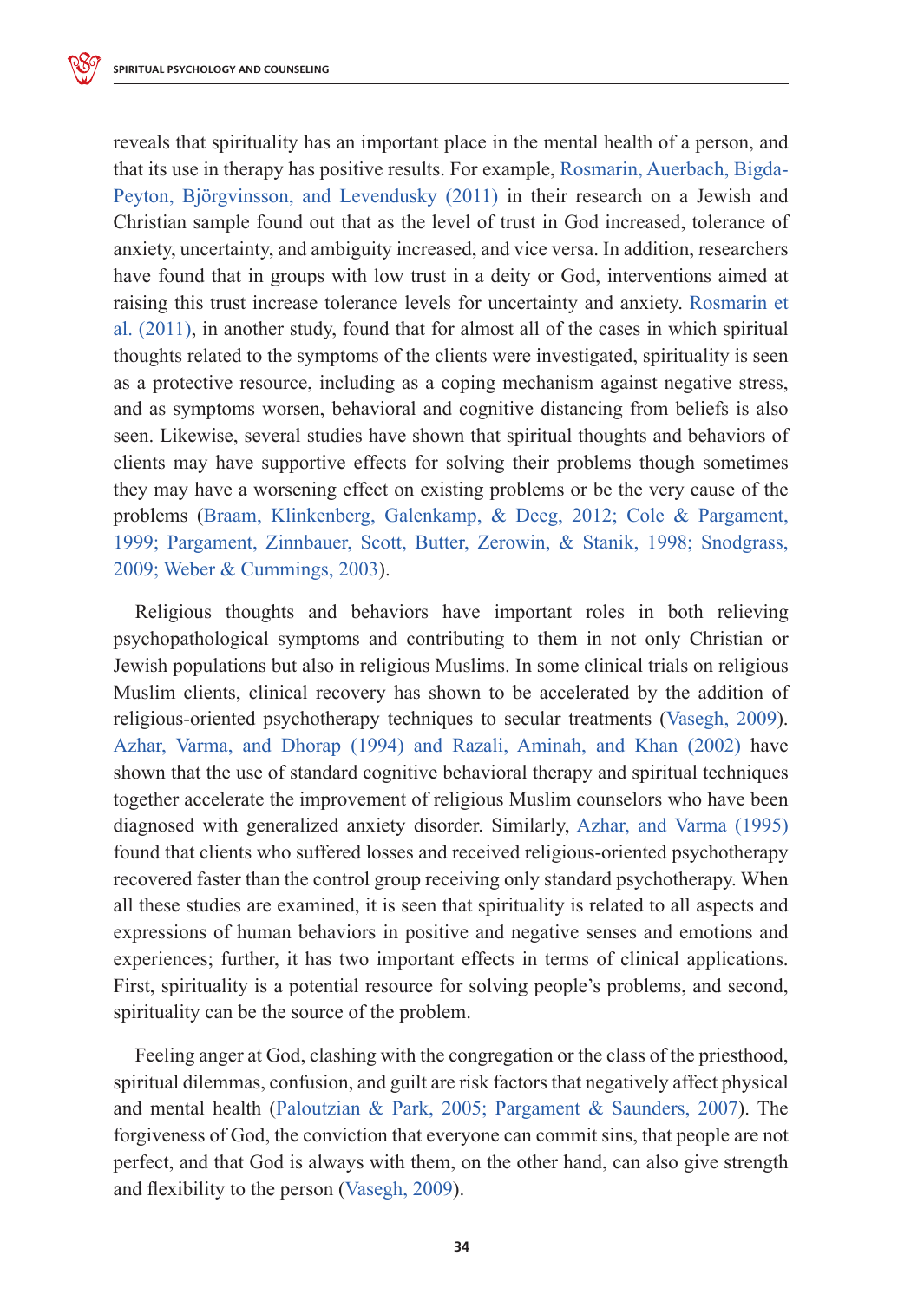reveals that spirituality has an important place in the mental health of a person, and that its use in therapy has positive results. For example, Rosmarin, Auerbach, Bigda-Peyton, Björgvinsson, and Levendusky (2011) in their research on a Jewish and Christian sample found out that as the level of trust in God increased, tolerance of anxiety, uncertainty, and ambiguity increased, and vice versa. In addition, researchers have found that in groups with low trust in a deity or God, interventions aimed at raising this trust increase tolerance levels for uncertainty and anxiety. Rosmarin et al. (2011), in another study, found that for almost all of the cases in which spiritual thoughts related to the symptoms of the clients were investigated, spirituality is seen as a protective resource, including as a coping mechanism against negative stress, and as symptoms worsen, behavioral and cognitive distancing from beliefs is also seen. Likewise, several studies have shown that spiritual thoughts and behaviors of clients may have supportive effects for solving their problems though sometimes they may have a worsening effect on existing problems or be the very cause of the problems (Braam, Klinkenberg, Galenkamp, & Deeg, 2012; Cole & Pargament, 1999; Pargament, Zinnbauer, Scott, Butter, Zerowin, & Stanik, 1998; Snodgrass, 2009; Weber & Cummings, 2003).

Religious thoughts and behaviors have important roles in both relieving psychopathological symptoms and contributing to them in not only Christian or Jewish populations but also in religious Muslims. In some clinical trials on religious Muslim clients, clinical recovery has shown to be accelerated by the addition of religious-oriented psychotherapy techniques to secular treatments (Vasegh, 2009). Azhar, Varma, and Dhorap (1994) and Razali, Aminah, and Khan (2002) have shown that the use of standard cognitive behavioral therapy and spiritual techniques together accelerate the improvement of religious Muslim counselors who have been diagnosed with generalized anxiety disorder. Similarly, Azhar, and Varma (1995) found that clients who suffered losses and received religious-oriented psychotherapy recovered faster than the control group receiving only standard psychotherapy. When all these studies are examined, it is seen that spirituality is related to all aspects and expressions of human behaviors in positive and negative senses and emotions and experiences; further, it has two important effects in terms of clinical applications. First, spirituality is a potential resource for solving people's problems, and second, spirituality can be the source of the problem.

Feeling anger at God, clashing with the congregation or the class of the priesthood, spiritual dilemmas, confusion, and guilt are risk factors that negatively affect physical and mental health (Paloutzian & Park, 2005; Pargament & Saunders, 2007). The forgiveness of God, the conviction that everyone can commit sins, that people are not perfect, and that God is always with them, on the other hand, can also give strength and flexibility to the person (Vasegh, 2009).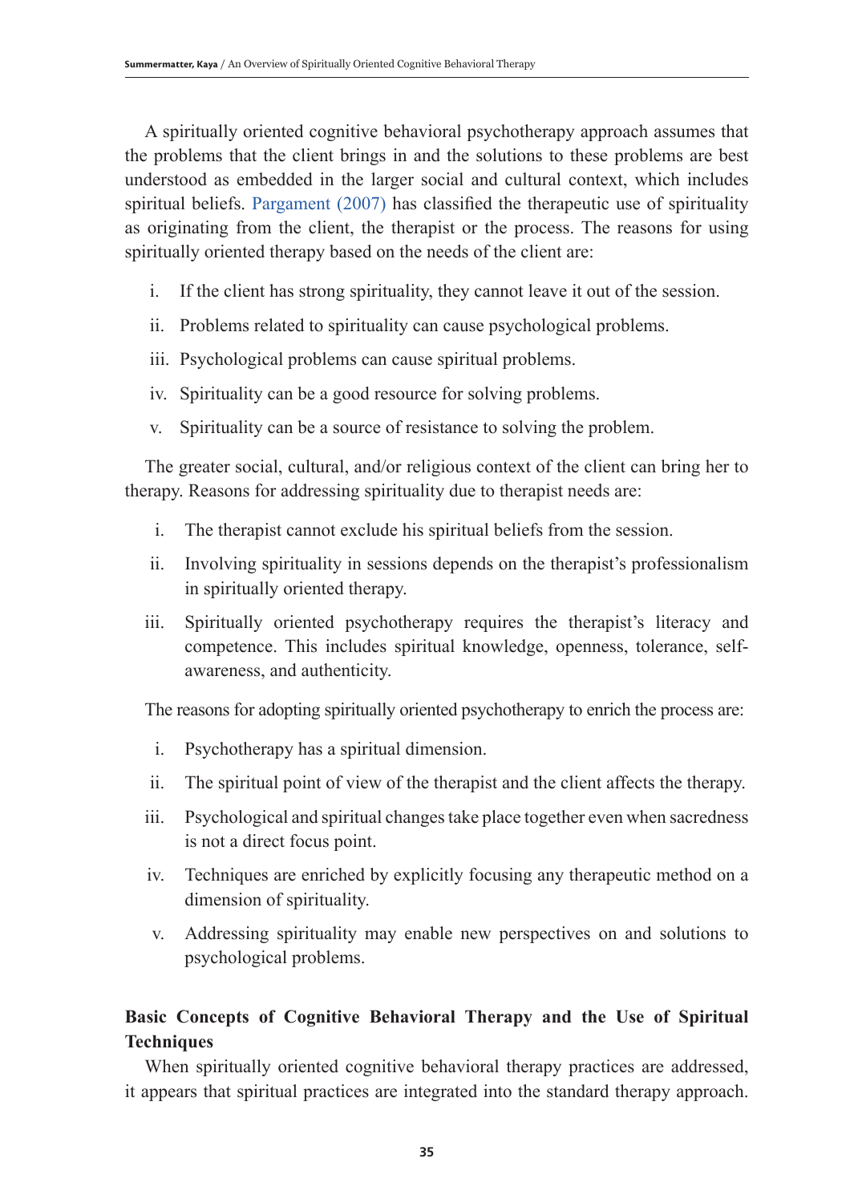A spiritually oriented cognitive behavioral psychotherapy approach assumes that the problems that the client brings in and the solutions to these problems are best understood as embedded in the larger social and cultural context, which includes spiritual beliefs. Pargament (2007) has classified the therapeutic use of spirituality as originating from the client, the therapist or the process. The reasons for using spiritually oriented therapy based on the needs of the client are:

i. If the client has strong spirituality, they cannot leave it out of the session.

ii. Problems related to spirituality can cause psychological problems.

iii. Psychological problems can cause spiritual problems.

iv. Spirituality can be a good resource for solving problems.

v. Spirituality can be a source of resistance to solving the problem.

The greater social, cultural, and/or religious context of the client can bring her to therapy. Reasons for addressing spirituality due to therapist needs are:

i. The therapist cannot exclude his spiritual beliefs from the session.

ii. Involving spirituality in sessions depends on the therapist's professionalism in spiritually oriented therapy.

iii. Spiritually oriented psychotherapy requires the therapist's literacy and competence. This includes spiritual knowledge, openness, tolerance, self-awareness, and authenticity.

The reasons for adopting spiritually oriented psychotherapy to enrich the process are:

i. Psychotherapy has a spiritual dimension.

ii. The spiritual point of view of the therapist and the client affects the therapy.

iii. Psychological and spiritual changes take place together even when sacredness is not a direct focus point.

iv. Techniques are enriched by explicitly focusing any therapeutic method on a dimension of spirituality.

v. Addressing spirituality may enable new perspectives on and solutions to psychological problems.

## Basic Concepts of Cognitive Behavioral Therapy and the Use of Spiritual Techniques

When spiritually oriented cognitive behavioral therapy practices are addressed, it appears that spiritual practices are integrated into the standard therapy approach.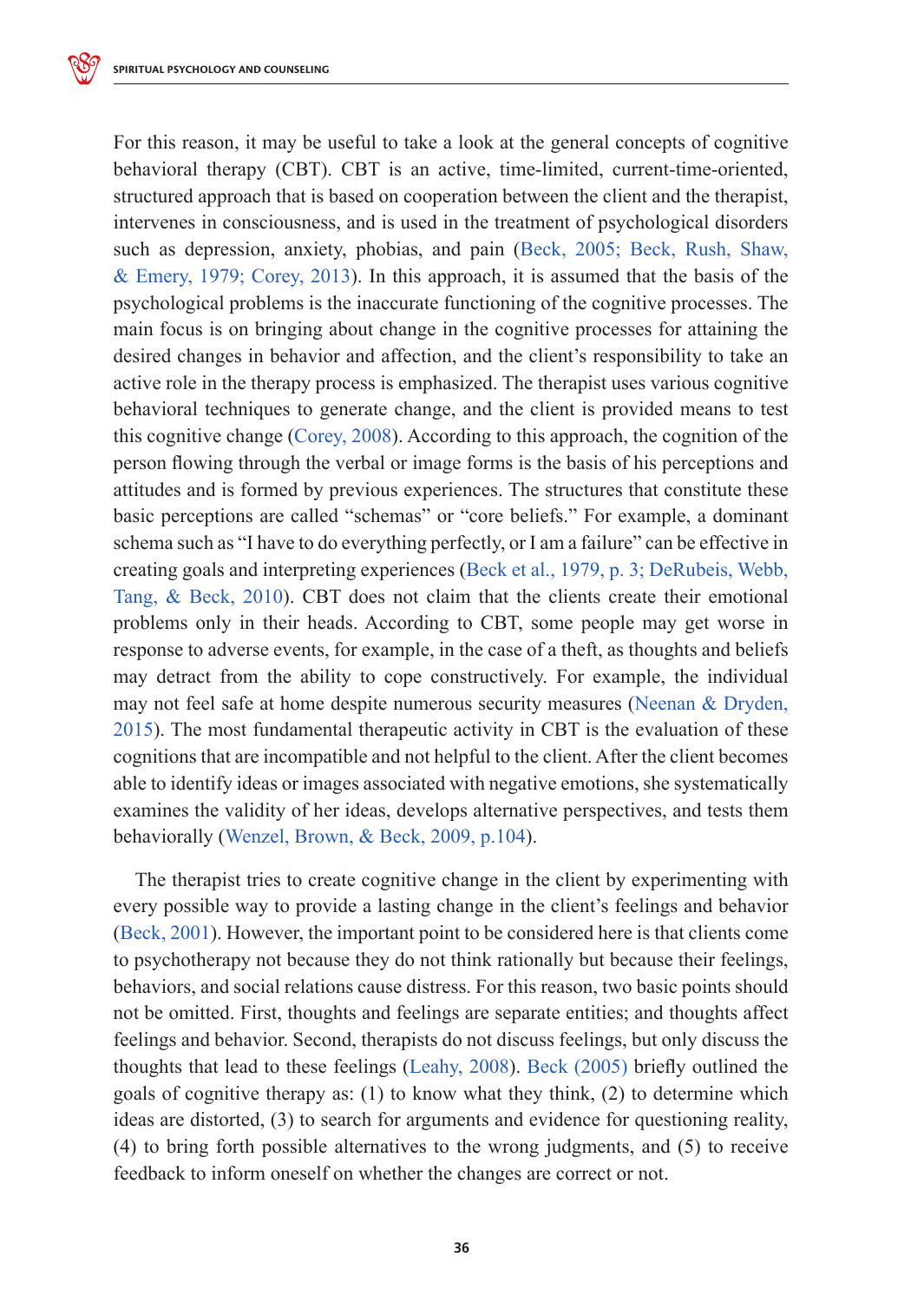For this reason, it may be useful to take a look at the general concepts of cognitive behavioral therapy (CBT). CBT is an active, time-limited, current-time-oriented, structured approach that is based on cooperation between the client and the therapist, intervenes in consciousness, and is used in the treatment of psychological disorders such as depression, anxiety, phobias, and pain (Beck, 2005; Beck, Rush, Shaw, & Emery, 1979; Corey, 2013). In this approach, it is assumed that the basis of the psychological problems is the inaccurate functioning of the cognitive processes. The main focus is on bringing about change in the cognitive processes for attaining the desired changes in behavior and affection, and the client's responsibility to take an active role in the therapy process is emphasized. The therapist uses various cognitive behavioral techniques to generate change, and the client is provided means to test this cognitive change (Corey, 2008). According to this approach, the cognition of the person flowing through the verbal or image forms is the basis of his perceptions and attitudes and is formed by previous experiences. The structures that constitute these basic perceptions are called "schemas" or "core beliefs." For example, a dominant schema such as "I have to do everything perfectly, or I am a failure" can be effective in creating goals and interpreting experiences (Beck et al., 1979, p. 3; DeRubeis, Webb, Tang, & Beck, 2010). CBT does not claim that the clients create their emotional problems only in their heads. According to CBT, some people may get worse in response to adverse events, for example, in the case of a theft, as thoughts and beliefs may detract from the ability to cope constructively. For example, the individual may not feel safe at home despite numerous security measures (Neenan & Dryden, 2015). The most fundamental therapeutic activity in CBT is the evaluation of these cognitions that are incompatible and not helpful to the client. After the client becomes able to identify ideas or images associated with negative emotions, she systematically examines the validity of her ideas, develops alternative perspectives, and tests them behaviorally (Wenzel, Brown, & Beck, 2009, p.104).

The therapist tries to create cognitive change in the client by experimenting with every possible way to provide a lasting change in the client's feelings and behavior (Beck, 2001). However, the important point to be considered here is that clients come to psychotherapy not because they do not think rationally but because their feelings, behaviors, and social relations cause distress. For this reason, two basic points should not be omitted. First, thoughts and feelings are separate entities; and thoughts affect feelings and behavior. Second, therapists do not discuss feelings, but only discuss the thoughts that lead to these feelings (Leahy, 2008). Beck (2005) briefly outlined the goals of cognitive therapy as: (1) to know what they think, (2) to determine which ideas are distorted, (3) to search for arguments and evidence for questioning reality, (4) to bring forth possible alternatives to the wrong judgments, and (5) to receive feedback to inform oneself on whether the changes are correct or not.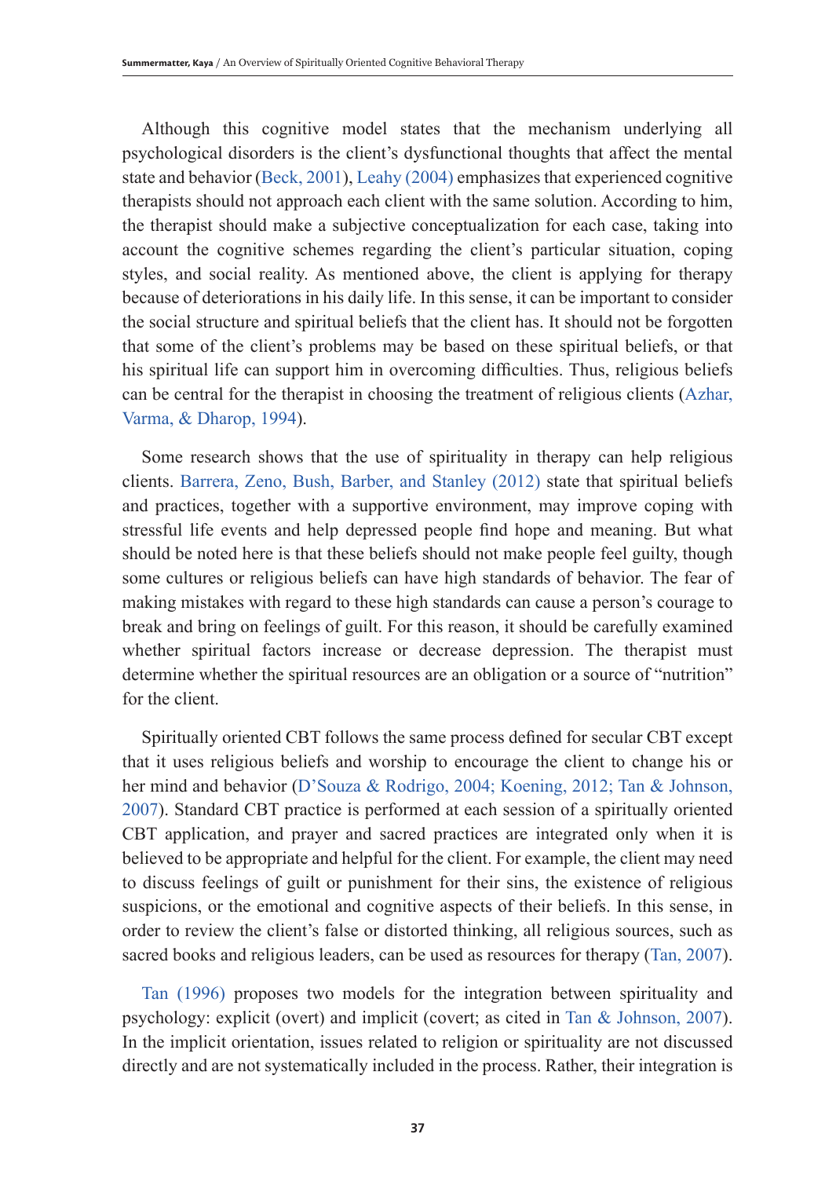Although this cognitive model states that the mechanism underlying all psychological disorders is the client's dysfunctional thoughts that affect the mental state and behavior (Beck, 2001), Leahy (2004) emphasizes that experienced cognitive therapists should not approach each client with the same solution. According to him, the therapist should make a subjective conceptualization for each case, taking into account the cognitive schemes regarding the client's particular situation, coping styles, and social reality. As mentioned above, the client is applying for therapy because of deteriorations in his daily life. In this sense, it can be important to consider the social structure and spiritual beliefs that the client has. It should not be forgotten that some of the client's problems may be based on these spiritual beliefs, or that his spiritual life can support him in overcoming difficulties. Thus, religious beliefs can be central for the therapist in choosing the treatment of religious clients (Azhar, Varma, & Dharop, 1994).

Some research shows that the use of spirituality in therapy can help religious clients. Barrera, Zeno, Bush, Barber, and Stanley (2012) state that spiritual beliefs and practices, together with a supportive environment, may improve coping with stressful life events and help depressed people find hope and meaning. But what should be noted here is that these beliefs should not make people feel guilty, though some cultures or religious beliefs can have high standards of behavior. The fear of making mistakes with regard to these high standards can cause a person's courage to break and bring on feelings of guilt. For this reason, it should be carefully examined whether spiritual factors increase or decrease depression. The therapist must determine whether the spiritual resources are an obligation or a source of "nutrition" for the client.

Spiritually oriented CBT follows the same process defined for secular CBT except that it uses religious beliefs and worship to encourage the client to change his or her mind and behavior (D'Souza & Rodrigo, 2004; Koening, 2012; Tan & Johnson, 2007). Standard CBT practice is performed at each session of a spiritually oriented CBT application, and prayer and sacred practices are integrated only when it is believed to be appropriate and helpful for the client. For example, the client may need to discuss feelings of guilt or punishment for their sins, the existence of religious suspicions, or the emotional and cognitive aspects of their beliefs. In this sense, in order to review the client's false or distorted thinking, all religious sources, such as sacred books and religious leaders, can be used as resources for therapy (Tan, 2007).

Tan (1996) proposes two models for the integration between spirituality and psychology: explicit (overt) and implicit (covert; as cited in Tan & Johnson, 2007). In the implicit orientation, issues related to religion or spirituality are not discussed directly and are not systematically included in the process. Rather, their integration is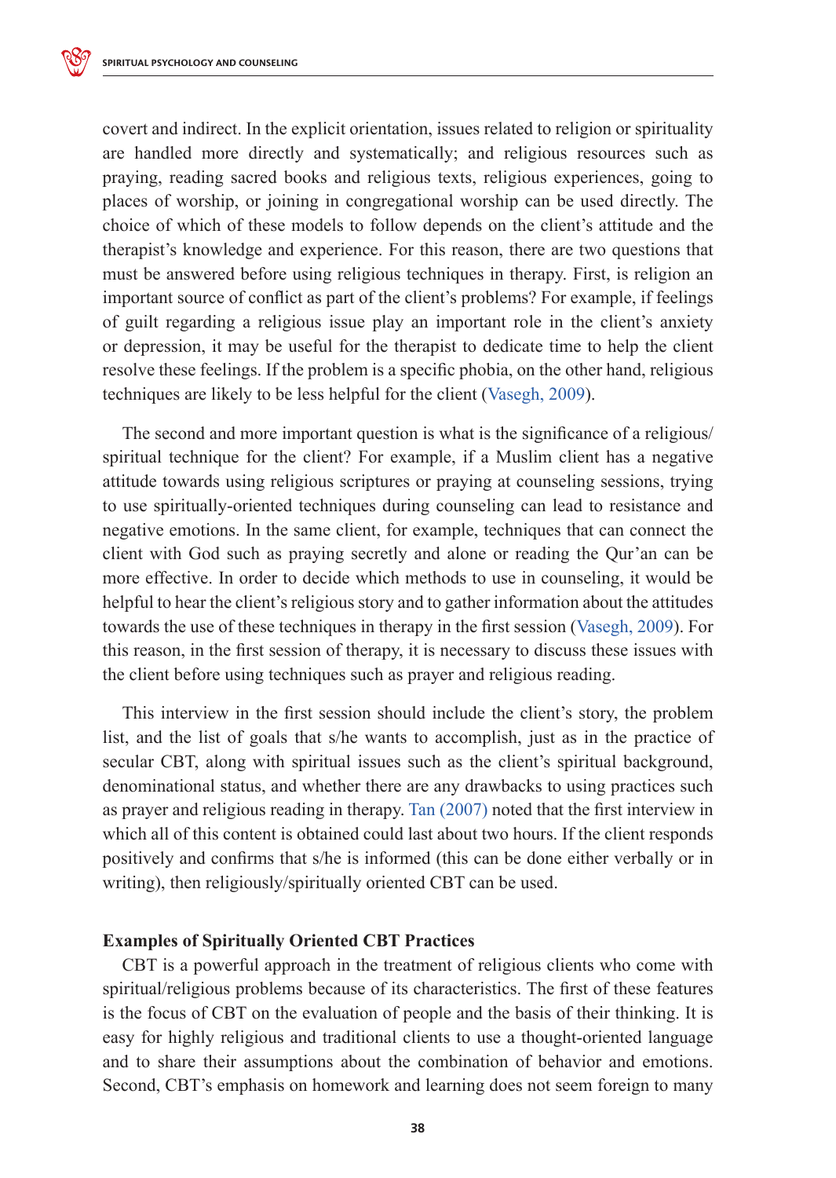covert and indirect. In the explicit orientation, issues related to religion or spirituality are handled more directly and systematically; and religious resources such as praying, reading sacred books and religious texts, religious experiences, going to places of worship, or joining in congregational worship can be used directly. The choice of which of these models to follow depends on the client's attitude and the therapist's knowledge and experience. For this reason, there are two questions that must be answered before using religious techniques in therapy. First, is religion an important source of conflict as part of the client's problems? For example, if feelings of guilt regarding a religious issue play an important role in the client's anxiety or depression, it may be useful for the therapist to dedicate time to help the client resolve these feelings. If the problem is a specific phobia, on the other hand, religious techniques are likely to be less helpful for the client (Vasegh, 2009).

The second and more important question is what is the significance of a religious/spiritual technique for the client? For example, if a Muslim client has a negative attitude towards using religious scriptures or praying at counseling sessions, trying to use spiritually-oriented techniques during counseling can lead to resistance and negative emotions. In the same client, for example, techniques that can connect the client with God such as praying secretly and alone or reading the Qur'an can be more effective. In order to decide which methods to use in counseling, it would be helpful to hear the client's religious story and to gather information about the attitudes towards the use of these techniques in therapy in the first session (Vasegh, 2009). For this reason, in the first session of therapy, it is necessary to discuss these issues with the client before using techniques such as prayer and religious reading.

This interview in the first session should include the client's story, the problem list, and the list of goals that s/he wants to accomplish, just as in the practice of secular CBT, along with spiritual issues such as the client's spiritual background, denominational status, and whether there are any drawbacks to using practices such as prayer and religious reading in therapy. Tan (2007) noted that the first interview in which all of this content is obtained could last about two hours. If the client responds positively and confirms that s/he is informed (this can be done either verbally or in writing), then religiously/spiritually oriented CBT can be used.

### Examples of Spiritually Oriented CBT Practices

CBT is a powerful approach in the treatment of religious clients who come with spiritual/religious problems because of its characteristics. The first of these features is the focus of CBT on the evaluation of people and the basis of their thinking. It is easy for highly religious and traditional clients to use a thought-oriented language and to share their assumptions about the combination of behavior and emotions. Second, CBT's emphasis on homework and learning does not seem foreign to many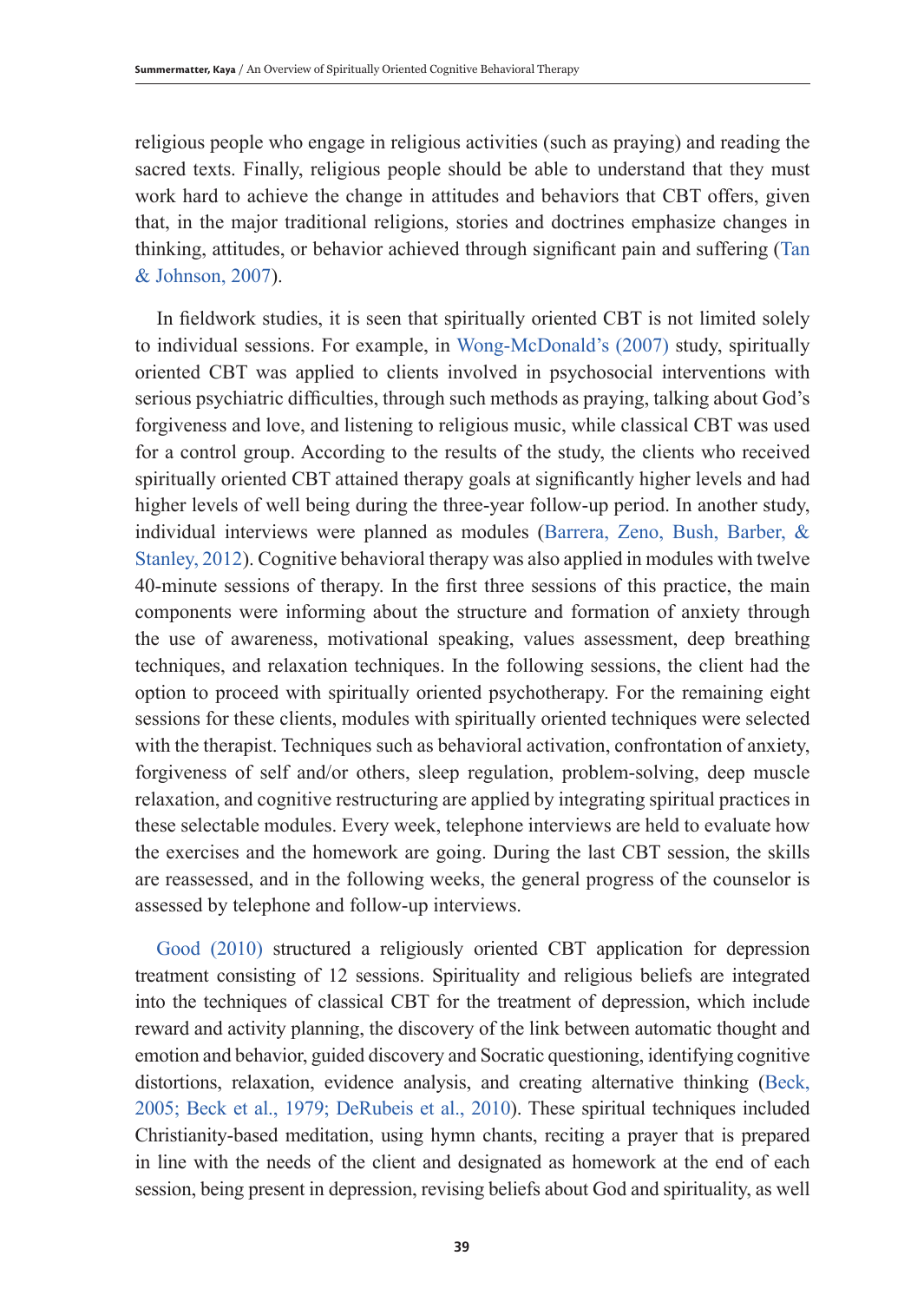religious people who engage in religious activities (such as praying) and reading the sacred texts. Finally, religious people should be able to understand that they must work hard to achieve the change in attitudes and behaviors that CBT offers, given that, in the major traditional religions, stories and doctrines emphasize changes in thinking, attitudes, or behavior achieved through significant pain and suffering (Tan & Johnson, 2007).

In fieldwork studies, it is seen that spiritually oriented CBT is not limited solely to individual sessions. For example, in Wong-McDonald's (2007) study, spiritually oriented CBT was applied to clients involved in psychosocial interventions with serious psychiatric difficulties, through such methods as praying, talking about God's forgiveness and love, and listening to religious music, while classical CBT was used for a control group. According to the results of the study, the clients who received spiritually oriented CBT attained therapy goals at significantly higher levels and had higher levels of well being during the three-year follow-up period. In another study, individual interviews were planned as modules (Barrera, Zeno, Bush, Barber, & Stanley, 2012). Cognitive behavioral therapy was also applied in modules with twelve 40-minute sessions of therapy. In the first three sessions of this practice, the main components were informing about the structure and formation of anxiety through the use of awareness, motivational speaking, values assessment, deep breathing techniques, and relaxation techniques. In the following sessions, the client had the option to proceed with spiritually oriented psychotherapy. For the remaining eight sessions for these clients, modules with spiritually oriented techniques were selected with the therapist. Techniques such as behavioral activation, confrontation of anxiety, forgiveness of self and/or others, sleep regulation, problem-solving, deep muscle relaxation, and cognitive restructuring are applied by integrating spiritual practices in these selectable modules. Every week, telephone interviews are held to evaluate how the exercises and the homework are going. During the last CBT session, the skills are reassessed, and in the following weeks, the general progress of the counselor is assessed by telephone and follow-up interviews.

Good (2010) structured a religiously oriented CBT application for depression treatment consisting of 12 sessions. Spirituality and religious beliefs are integrated into the techniques of classical CBT for the treatment of depression, which include reward and activity planning, the discovery of the link between automatic thought and emotion and behavior, guided discovery and Socratic questioning, identifying cognitive distortions, relaxation, evidence analysis, and creating alternative thinking (Beck, 2005; Beck et al., 1979; DeRubeis et al., 2010). These spiritual techniques included Christianity-based meditation, using hymn chants, reciting a prayer that is prepared in line with the needs of the client and designated as homework at the end of each session, being present in depression, revising beliefs about God and spirituality, as well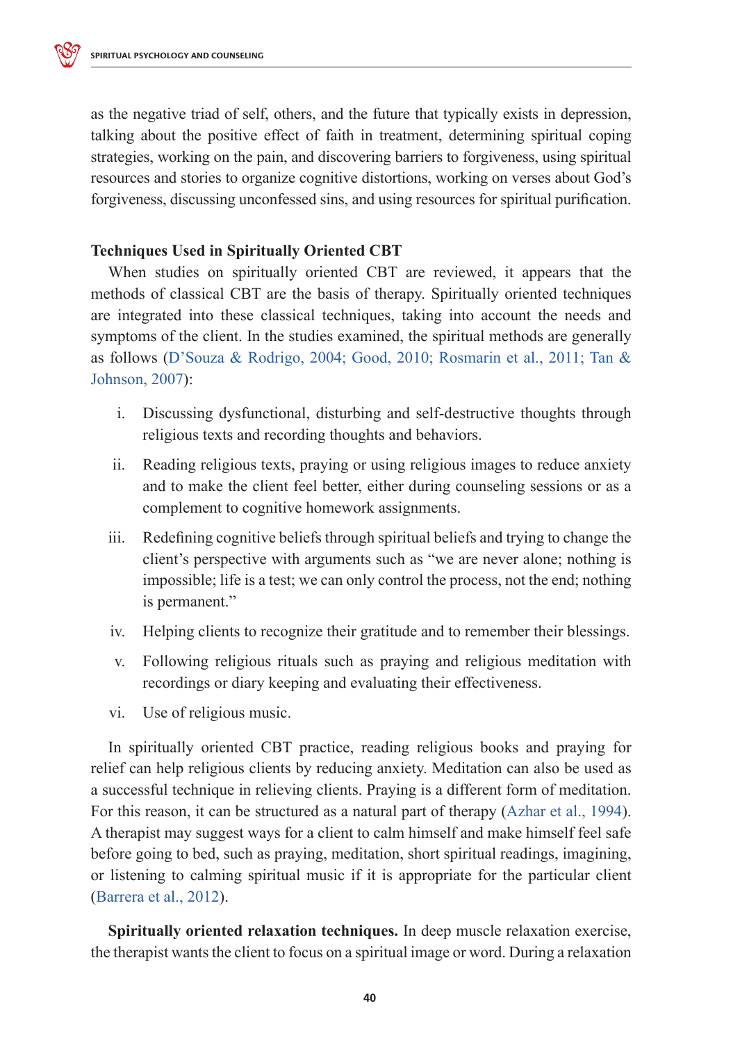as the negative triad of self, others, and the future that typically exists in depression, talking about the positive effect of faith in treatment, determining spiritual coping strategies, working on the pain, and discovering barriers to forgiveness, using spiritual resources and stories to organize cognitive distortions, working on verses about God's forgiveness, discussing unconfessed sins, and using resources for spiritual purification.

### Techniques Used in Spiritually Oriented CBT

When studies on spiritually oriented CBT are reviewed, it appears that the methods of classical CBT are the basis of therapy. Spiritually oriented techniques are integrated into these classical techniques, taking into account the needs and symptoms of the client. In the studies examined, the spiritual methods are generally as follows (D'Souza & Rodrigo, 2004; Good, 2010; Rosmarin et al., 2011; Tan & Johnson, 2007):

i. Discussing dysfunctional, disturbing and self-destructive thoughts through religious texts and recording thoughts and behaviors.

ii. Reading religious texts, praying or using religious images to reduce anxiety and to make the client feel better, either during counseling sessions or as a complement to cognitive homework assignments.

iii. Redefining cognitive beliefs through spiritual beliefs and trying to change the client's perspective with arguments such as "we are never alone; nothing is impossible; life is a test; we can only control the process, not the end; nothing is permanent."

iv. Helping clients to recognize their gratitude and to remember their blessings.

v. Following religious rituals such as praying and religious meditation with recordings or diary keeping and evaluating their effectiveness.

vi. Use of religious music.

In spiritually oriented CBT practice, reading religious books and praying for relief can help religious clients by reducing anxiety. Meditation can also be used as a successful technique in relieving clients. Praying is a different form of meditation. For this reason, it can be structured as a natural part of therapy (Azhar et al., 1994). A therapist may suggest ways for a client to calm himself and make himself feel safe before going to bed, such as praying, meditation, short spiritual readings, imagining, or listening to calming spiritual music if it is appropriate for the particular client (Barrera et al., 2012).

**Spiritually oriented relaxation techniques.** In deep muscle relaxation exercise, the therapist wants the client to focus on a spiritual image or word. During a relaxation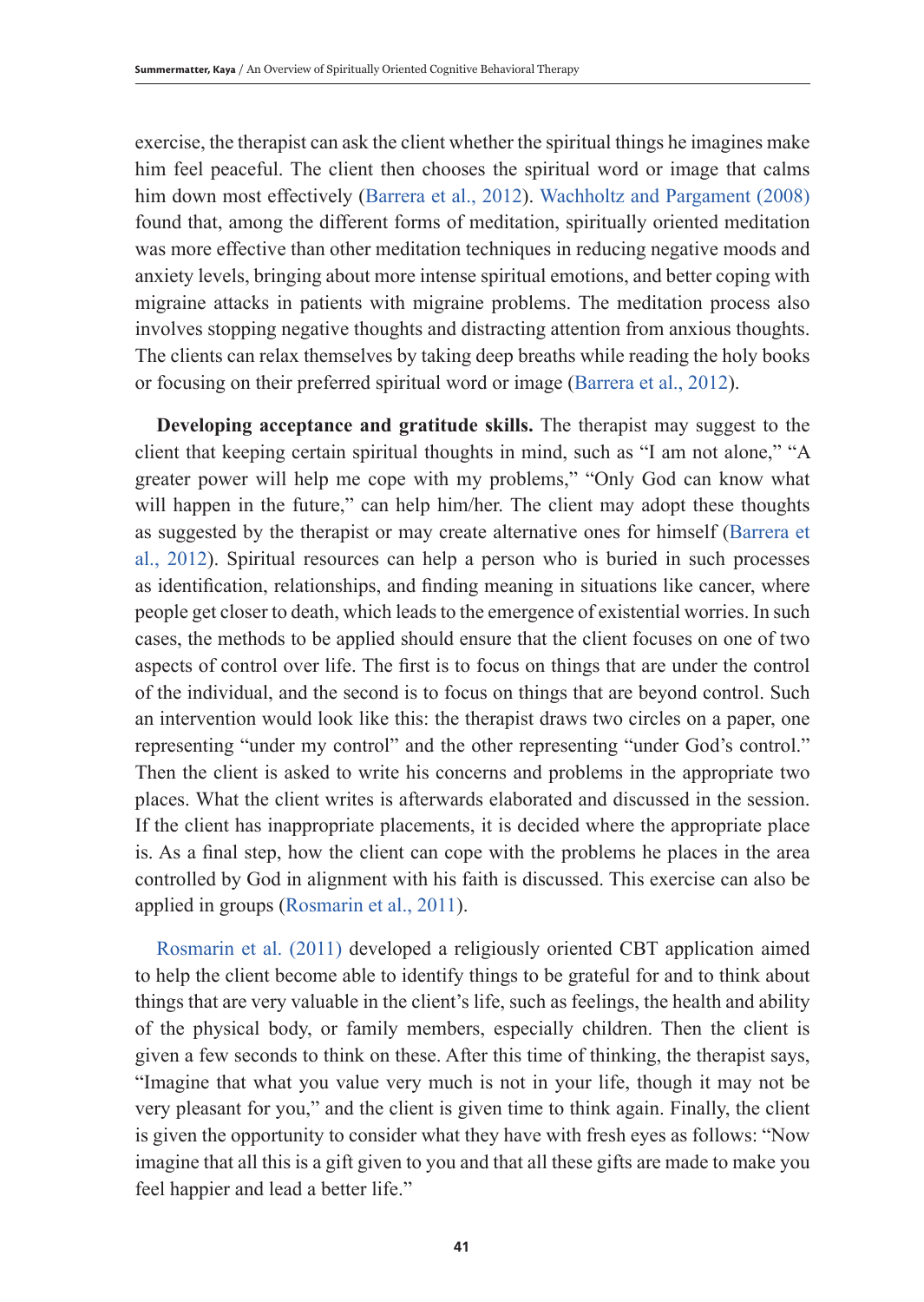exercise, the therapist can ask the client whether the spiritual things he imagines make him feel peaceful. The client then chooses the spiritual word or image that calms him down most effectively (Barrera et al., 2012). Wachholtz and Pargament (2008) found that, among the different forms of meditation, spiritually oriented meditation was more effective than other meditation techniques in reducing negative moods and anxiety levels, bringing about more intense spiritual emotions, and better coping with migraine attacks in patients with migraine problems. The meditation process also involves stopping negative thoughts and distracting attention from anxious thoughts. The clients can relax themselves by taking deep breaths while reading the holy books or focusing on their preferred spiritual word or image (Barrera et al., 2012).

**Developing acceptance and gratitude skills.** The therapist may suggest to the client that keeping certain spiritual thoughts in mind, such as "I am not alone," "A greater power will help me cope with my problems," "Only God can know what will happen in the future," can help him/her. The client may adopt these thoughts as suggested by the therapist or may create alternative ones for himself (Barrera et al., 2012). Spiritual resources can help a person who is buried in such processes as identification, relationships, and finding meaning in situations like cancer, where people get closer to death, which leads to the emergence of existential worries. In such cases, the methods to be applied should ensure that the client focuses on one of two aspects of control over life. The first is to focus on things that are under the control of the individual, and the second is to focus on things that are beyond control. Such an intervention would look like this: the therapist draws two circles on a paper, one representing "under my control" and the other representing "under God's control." Then the client is asked to write his concerns and problems in the appropriate two places. What the client writes is afterwards elaborated and discussed in the session. If the client has inappropriate placements, it is decided where the appropriate place is. As a final step, how the client can cope with the problems he places in the area controlled by God in alignment with his faith is discussed. This exercise can also be applied in groups (Rosmarin et al., 2011).

Rosmarin et al. (2011) developed a religiously oriented CBT application aimed to help the client become able to identify things to be grateful for and to think about things that are very valuable in the client's life, such as feelings, the health and ability of the physical body, or family members, especially children. Then the client is given a few seconds to think on these. After this time of thinking, the therapist says, "Imagine that what you value very much is not in your life, though it may not be very pleasant for you," and the client is given time to think again. Finally, the client is given the opportunity to consider what they have with fresh eyes as follows: "Now imagine that all this is a gift given to you and that all these gifts are made to make you feel happier and lead a better life."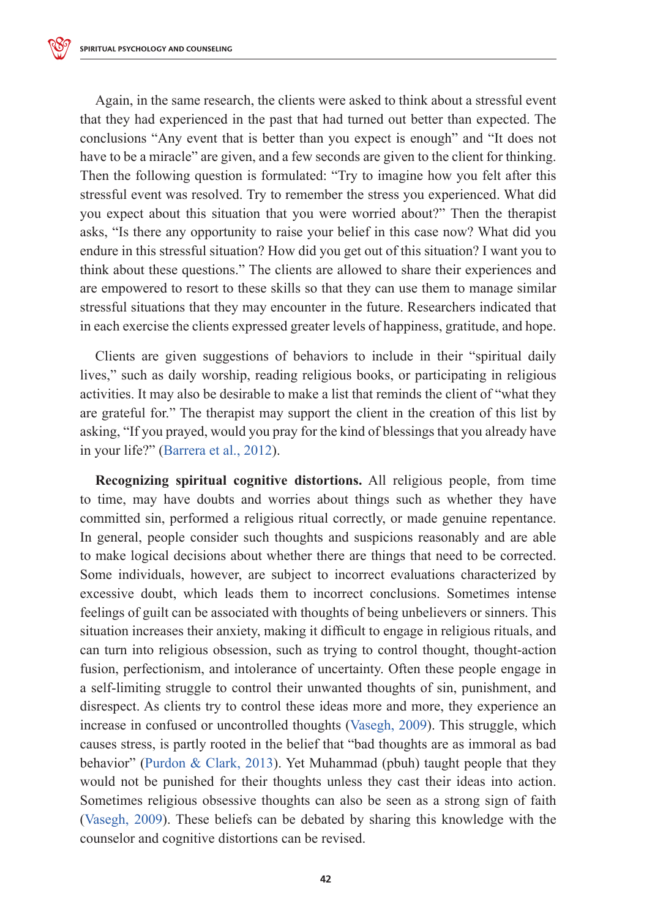Again, in the same research, the clients were asked to think about a stressful event that they had experienced in the past that had turned out better than expected. The conclusions "Any event that is better than you expect is enough" and "It does not have to be a miracle" are given, and a few seconds are given to the client for thinking. Then the following question is formulated: "Try to imagine how you felt after this stressful event was resolved. Try to remember the stress you experienced. What did you expect about this situation that you were worried about?" Then the therapist asks, "Is there any opportunity to raise your belief in this case now? What did you endure in this stressful situation? How did you get out of this situation? I want you to think about these questions." The clients are allowed to share their experiences and are empowered to resort to these skills so that they can use them to manage similar stressful situations that they may encounter in the future. Researchers indicated that in each exercise the clients expressed greater levels of happiness, gratitude, and hope.

Clients are given suggestions of behaviors to include in their "spiritual daily lives," such as daily worship, reading religious books, or participating in religious activities. It may also be desirable to make a list that reminds the client of "what they are grateful for." The therapist may support the client in the creation of this list by asking, "If you prayed, would you pray for the kind of blessings that you already have in your life?" (Barrera et al., 2012).

**Recognizing spiritual cognitive distortions.** All religious people, from time to time, may have doubts and worries about things such as whether they have committed sin, performed a religious ritual correctly, or made genuine repentance. In general, people consider such thoughts and suspicions reasonably and are able to make logical decisions about whether there are things that need to be corrected. Some individuals, however, are subject to incorrect evaluations characterized by excessive doubt, which leads them to incorrect conclusions. Sometimes intense feelings of guilt can be associated with thoughts of being unbelievers or sinners. This situation increases their anxiety, making it difficult to engage in religious rituals, and can turn into religious obsession, such as trying to control thought, thought-action fusion, perfectionism, and intolerance of uncertainty. Often these people engage in a self-limiting struggle to control their unwanted thoughts of sin, punishment, and disrespect. As clients try to control these ideas more and more, they experience an increase in confused or uncontrolled thoughts (Vasegh, 2009). This struggle, which causes stress, is partly rooted in the belief that "bad thoughts are as immoral as bad behavior" (Purdon & Clark, 2013). Yet Muhammad (pbuh) taught people that they would not be punished for their thoughts unless they cast their ideas into action. Sometimes religious obsessive thoughts can also be seen as a strong sign of faith (Vasegh, 2009). These beliefs can be debated by sharing this knowledge with the counselor and cognitive distortions can be revised.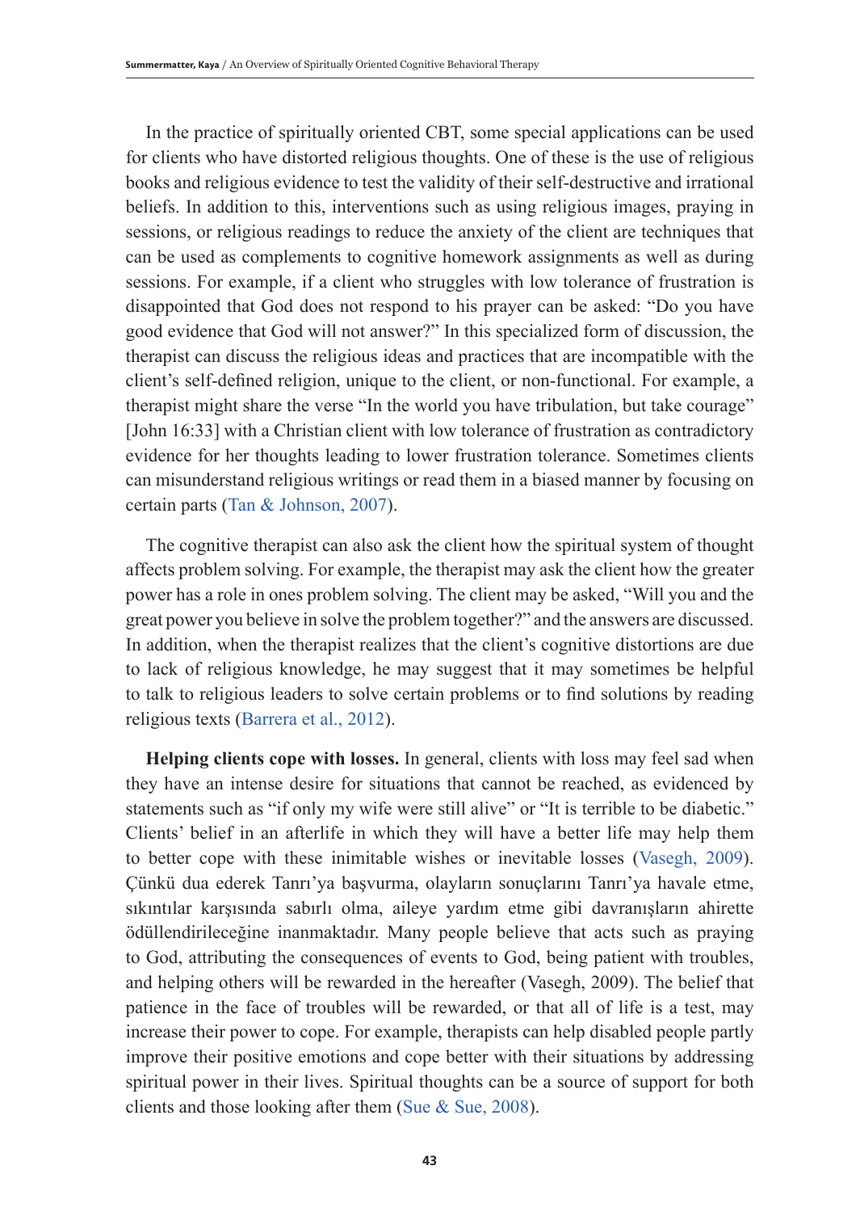In the practice of spiritually oriented CBT, some special applications can be used for clients who have distorted religious thoughts. One of these is the use of religious books and religious evidence to test the validity of their self-destructive and irrational beliefs. In addition to this, interventions such as using religious images, praying in sessions, or religious readings to reduce the anxiety of the client are techniques that can be used as complements to cognitive homework assignments as well as during sessions. For example, if a client who struggles with low tolerance of frustration is disappointed that God does not respond to his prayer can be asked: "Do you have good evidence that God will not answer?" In this specialized form of discussion, the therapist can discuss the religious ideas and practices that are incompatible with the client's self-defined religion, unique to the client, or non-functional. For example, a therapist might share the verse "In the world you have tribulation, but take courage" [John 16:33] with a Christian client with low tolerance of frustration as contradictory evidence for her thoughts leading to lower frustration tolerance. Sometimes clients can misunderstand religious writings or read them in a biased manner by focusing on certain parts (Tan & Johnson, 2007).

The cognitive therapist can also ask the client how the spiritual system of thought affects problem solving. For example, the therapist may ask the client how the greater power has a role in ones problem solving. The client may be asked, "Will you and the great power you believe in solve the problem together?" and the answers are discussed. In addition, when the therapist realizes that the client's cognitive distortions are due to lack of religious knowledge, he may suggest that it may sometimes be helpful to talk to religious leaders to solve certain problems or to find solutions by reading religious texts (Barrera et al., 2012).

**Helping clients cope with losses.** In general, clients with loss may feel sad when they have an intense desire for situations that cannot be reached, as evidenced by statements such as "if only my wife were still alive" or "It is terrible to be diabetic." Clients' belief in an afterlife in which they will have a better life may help them to better cope with these inimitable wishes or inevitable losses (Vasegh, 2009). Çünkü dua ederek Tanrı'ya başvurma, olayların sonuçlarını Tanrı'ya havale etme, sıkıntılar karşısında sabırlı olma, aileye yardım etme gibi davranışların ahirette ödüllendirileceğine inanmaktadır. Many people believe that acts such as praying to God, attributing the consequences of events to God, being patient with troubles, and helping others will be rewarded in the hereafter (Vasegh, 2009). The belief that patience in the face of troubles will be rewarded, or that all of life is a test, may increase their power to cope. For example, therapists can help disabled people partly improve their positive emotions and cope better with their situations by addressing spiritual power in their lives. Spiritual thoughts can be a source of support for both clients and those looking after them (Sue & Sue, 2008).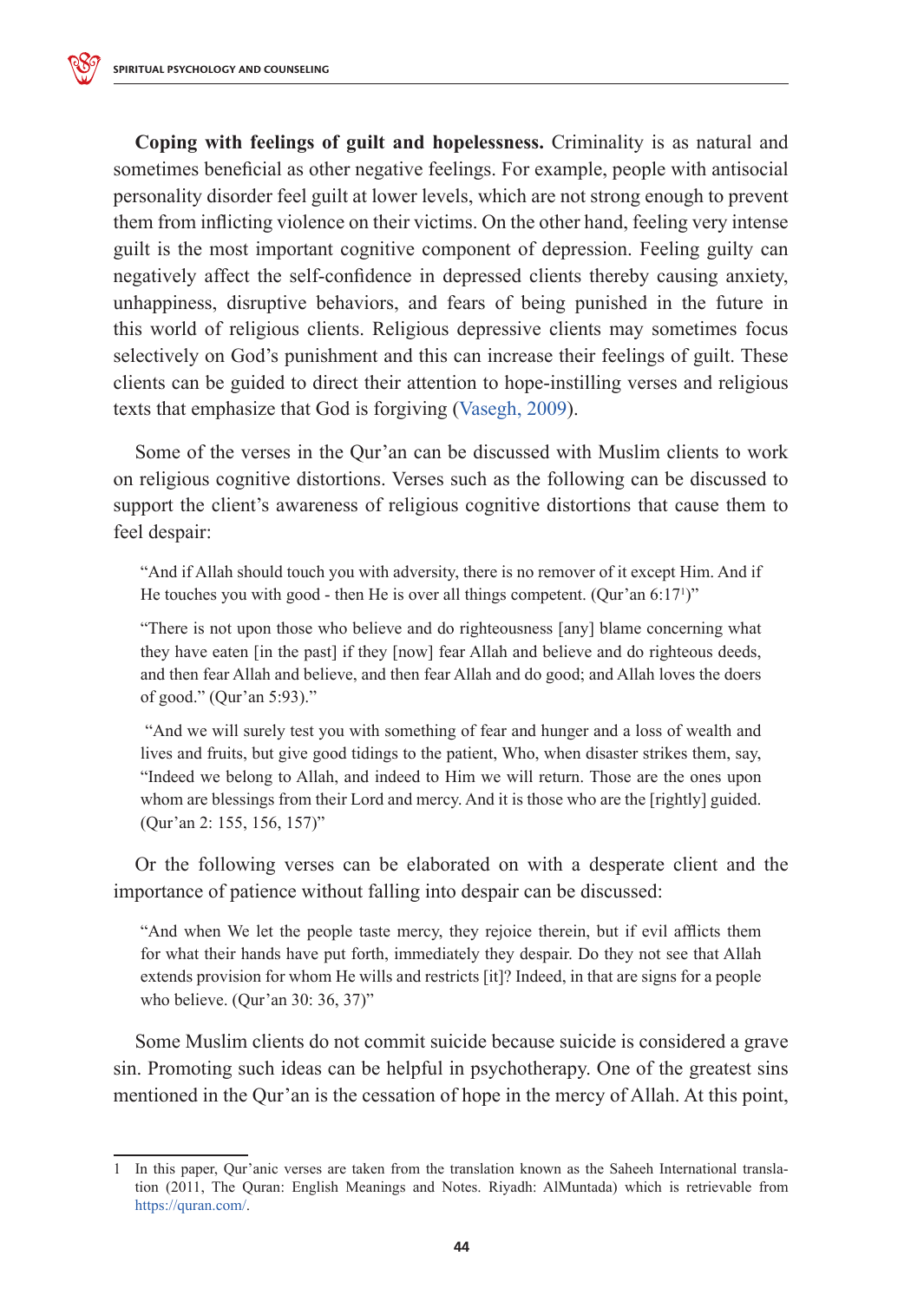**Coping with feelings of guilt and hopelessness.** Criminality is as natural and sometimes beneficial as other negative feelings. For example, people with antisocial personality disorder feel guilt at lower levels, which are not strong enough to prevent them from inflicting violence on their victims. On the other hand, feeling very intense guilt is the most important cognitive component of depression. Feeling guilty can negatively affect the self-confidence in depressed clients thereby causing anxiety, unhappiness, disruptive behaviors, and fears of being punished in the future in this world of religious clients. Religious depressive clients may sometimes focus selectively on God's punishment and this can increase their feelings of guilt. These clients can be guided to direct their attention to hope-instilling verses and religious texts that emphasize that God is forgiving (Vasegh, 2009).

Some of the verses in the Qur'an can be discussed with Muslim clients to work on religious cognitive distortions. Verses such as the following can be discussed to support the client's awareness of religious cognitive distortions that cause them to feel despair:

> "And if Allah should touch you with adversity, there is no remover of it except Him. And if He touches you with good - then He is over all things competent. (Qur'an 6:17[1])"

> "There is not upon those who believe and do righteousness [any] blame concerning what they have eaten [in the past] if they [now] fear Allah and believe and do righteous deeds, and then fear Allah and believe, and then fear Allah and do good; and Allah loves the doers of good." (Qur'an 5:93)."

> "And we will surely test you with something of fear and hunger and a loss of wealth and lives and fruits, but give good tidings to the patient, Who, when disaster strikes them, say, "Indeed we belong to Allah, and indeed to Him we will return. Those are the ones upon whom are blessings from their Lord and mercy. And it is those who are the [rightly] guided. (Qur'an 2: 155, 156, 157)"

Or the following verses can be elaborated on with a desperate client and the importance of patience without falling into despair can be discussed:

> "And when We let the people taste mercy, they rejoice therein, but if evil afflicts them for what their hands have put forth, immediately they despair. Do they not see that Allah extends provision for whom He wills and restricts [it]? Indeed, in that are signs for a people who believe. (Qur'an 30: 36, 37)"

Some Muslim clients do not commit suicide because suicide is considered a grave sin. Promoting such ideas can be helpful in psychotherapy. One of the greatest sins mentioned in the Qur'an is the cessation of hope in the mercy of Allah. At this point,

---

1 In this paper, Qur'anic verses are taken from the translation known as the Saheeh International translation (2011, The Quran: English Meanings and Notes. Riyadh: AlMuntada) which is retrievable from https://quran.com/.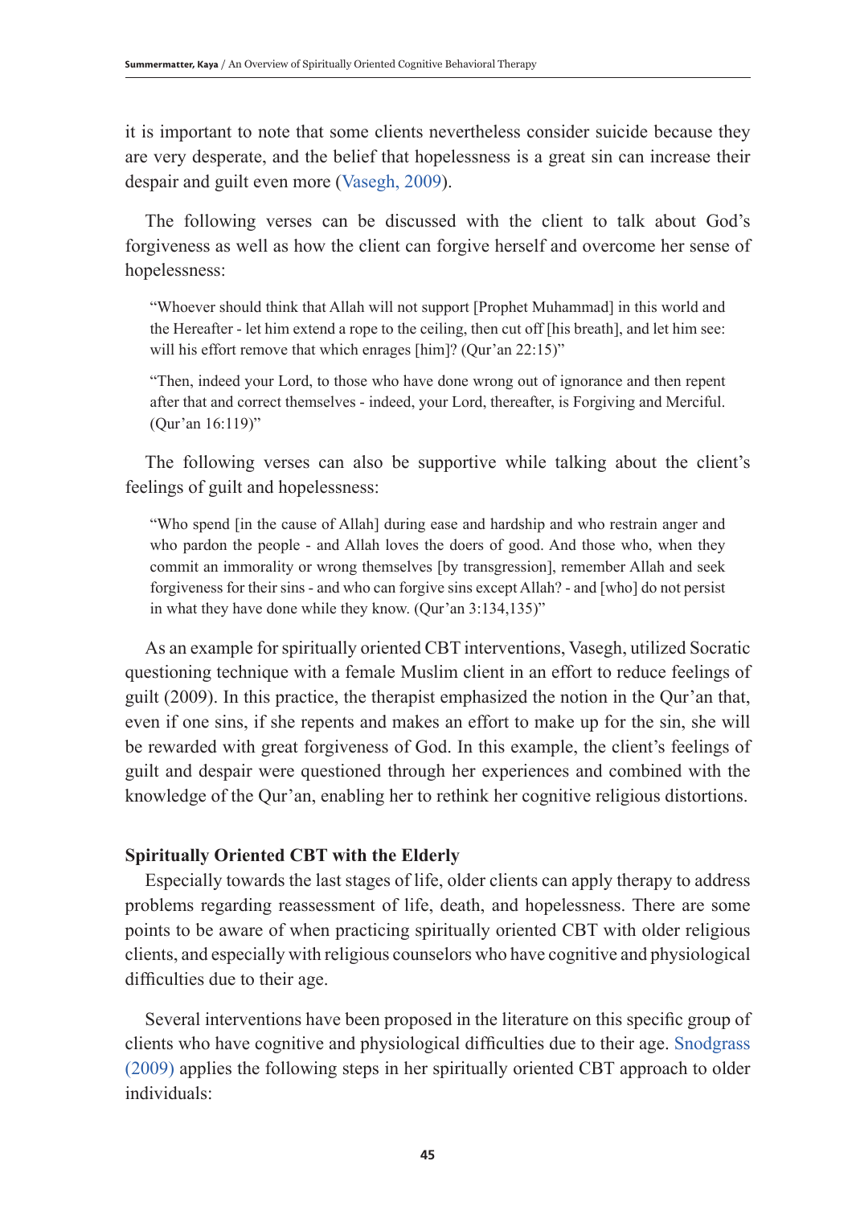it is important to note that some clients nevertheless consider suicide because they are very desperate, and the belief that hopelessness is a great sin can increase their despair and guilt even more (Vasegh, 2009).

The following verses can be discussed with the client to talk about God's forgiveness as well as how the client can forgive herself and overcome her sense of hopelessness:

> "Whoever should think that Allah will not support [Prophet Muhammad] in this world and the Hereafter - let him extend a rope to the ceiling, then cut off [his breath], and let him see: will his effort remove that which enrages [him]? (Qur'an 22:15)"

> "Then, indeed your Lord, to those who have done wrong out of ignorance and then repent after that and correct themselves - indeed, your Lord, thereafter, is Forgiving and Merciful. (Qur'an 16:119)"

The following verses can also be supportive while talking about the client's feelings of guilt and hopelessness:

> "Who spend [in the cause of Allah] during ease and hardship and who restrain anger and who pardon the people - and Allah loves the doers of good. And those who, when they commit an immorality or wrong themselves [by transgression], remember Allah and seek forgiveness for their sins - and who can forgive sins except Allah? - and [who] do not persist in what they have done while they know. (Qur'an 3:134,135)"

As an example for spiritually oriented CBT interventions, Vasegh, utilized Socratic questioning technique with a female Muslim client in an effort to reduce feelings of guilt (2009). In this practice, the therapist emphasized the notion in the Qur'an that, even if one sins, if she repents and makes an effort to make up for the sin, she will be rewarded with great forgiveness of God. In this example, the client's feelings of guilt and despair were questioned through her experiences and combined with the knowledge of the Qur'an, enabling her to rethink her cognitive religious distortions.

### Spiritually Oriented CBT with the Elderly

Especially towards the last stages of life, older clients can apply therapy to address problems regarding reassessment of life, death, and hopelessness. There are some points to be aware of when practicing spiritually oriented CBT with older religious clients, and especially with religious counselors who have cognitive and physiological difficulties due to their age.

Several interventions have been proposed in the literature on this specific group of clients who have cognitive and physiological difficulties due to their age. Snodgrass (2009) applies the following steps in her spiritually oriented CBT approach to older individuals: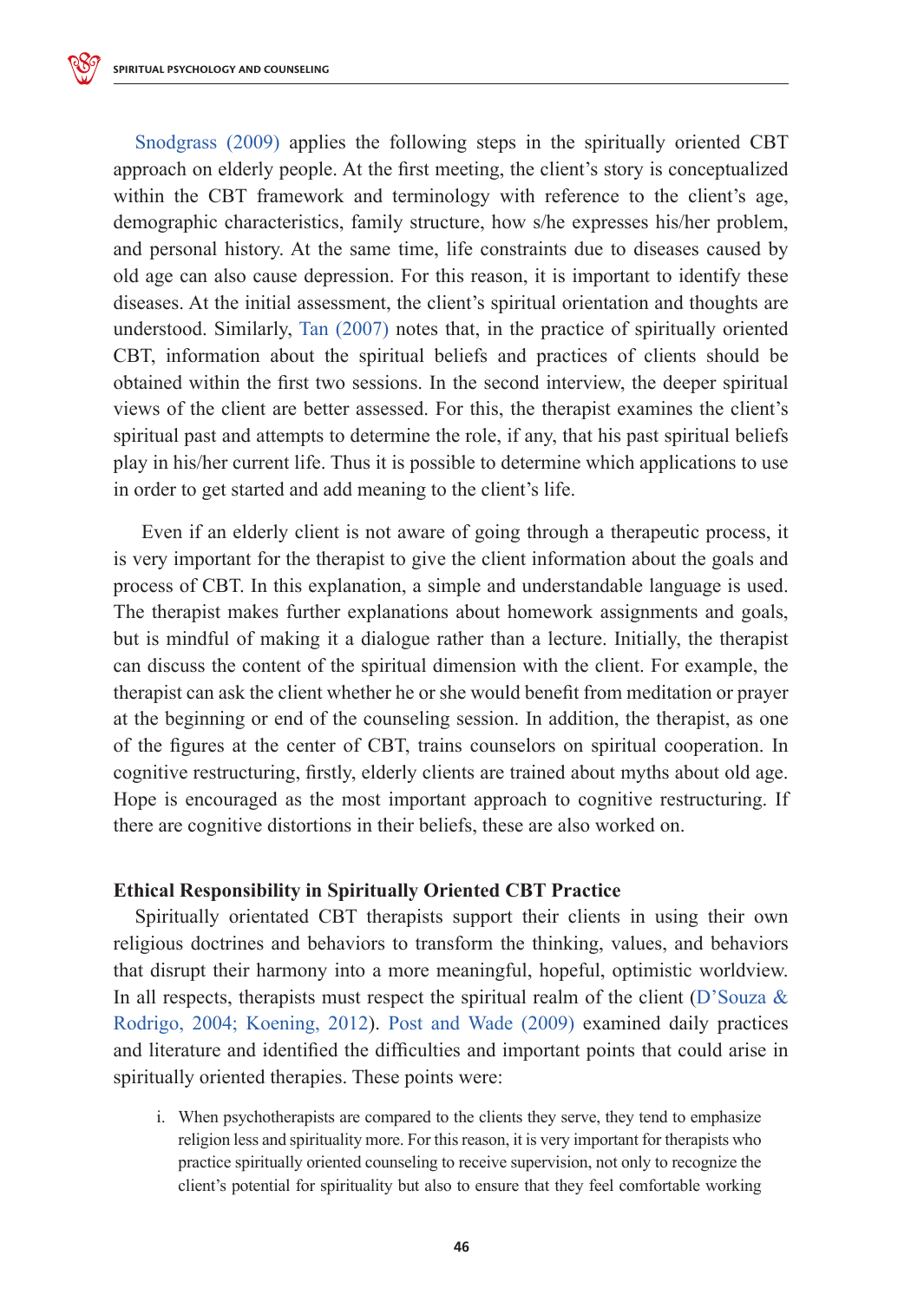Snodgrass (2009) applies the following steps in the spiritually oriented CBT approach on elderly people. At the first meeting, the client's story is conceptualized within the CBT framework and terminology with reference to the client's age, demographic characteristics, family structure, how s/he expresses his/her problem, and personal history. At the same time, life constraints due to diseases caused by old age can also cause depression. For this reason, it is important to identify these diseases. At the initial assessment, the client's spiritual orientation and thoughts are understood. Similarly, Tan (2007) notes that, in the practice of spiritually oriented CBT, information about the spiritual beliefs and practices of clients should be obtained within the first two sessions. In the second interview, the deeper spiritual views of the client are better assessed. For this, the therapist examines the client's spiritual past and attempts to determine the role, if any, that his past spiritual beliefs play in his/her current life. Thus it is possible to determine which applications to use in order to get started and add meaning to the client's life.

Even if an elderly client is not aware of going through a therapeutic process, it is very important for the therapist to give the client information about the goals and process of CBT. In this explanation, a simple and understandable language is used. The therapist makes further explanations about homework assignments and goals, but is mindful of making it a dialogue rather than a lecture. Initially, the therapist can discuss the content of the spiritual dimension with the client. For example, the therapist can ask the client whether he or she would benefit from meditation or prayer at the beginning or end of the counseling session. In addition, the therapist, as one of the figures at the center of CBT, trains counselors on spiritual cooperation. In cognitive restructuring, firstly, elderly clients are trained about myths about old age. Hope is encouraged as the most important approach to cognitive restructuring. If there are cognitive distortions in their beliefs, these are also worked on.

### Ethical Responsibility in Spiritually Oriented CBT Practice

Spiritually orientated CBT therapists support their clients in using their own religious doctrines and behaviors to transform the thinking, values, and behaviors that disrupt their harmony into a more meaningful, hopeful, optimistic worldview. In all respects, therapists must respect the spiritual realm of the client (D'Souza & Rodrigo, 2004; Koening, 2012). Post and Wade (2009) examined daily practices and literature and identified the difficulties and important points that could arise in spiritually oriented therapies. These points were:

i. When psychotherapists are compared to the clients they serve, they tend to emphasize religion less and spirituality more. For this reason, it is very important for therapists who practice spiritually oriented counseling to receive supervision, not only to recognize the client's potential for spirituality but also to ensure that they feel comfortable working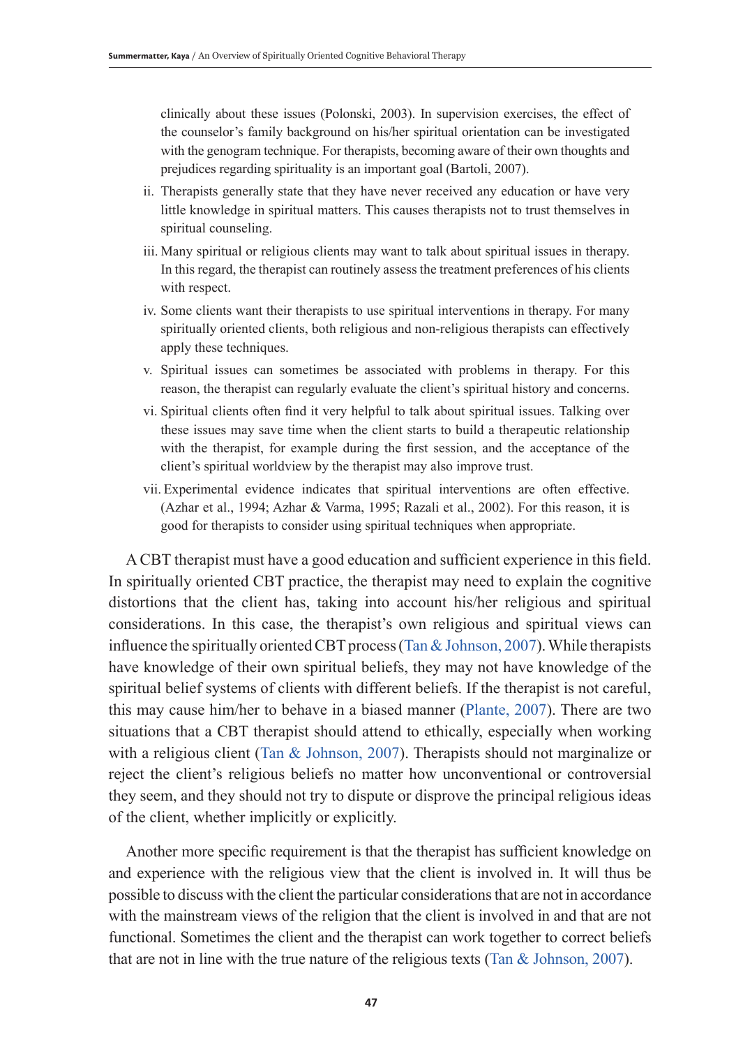clinically about these issues (Polonski, 2003). In supervision exercises, the effect of the counselor's family background on his/her spiritual orientation can be investigated with the genogram technique. For therapists, becoming aware of their own thoughts and prejudices regarding spirituality is an important goal (Bartoli, 2007).

ii. Therapists generally state that they have never received any education or have very little knowledge in spiritual matters. This causes therapists not to trust themselves in spiritual counseling.

iii. Many spiritual or religious clients may want to talk about spiritual issues in therapy. In this regard, the therapist can routinely assess the treatment preferences of his clients with respect.

iv. Some clients want their therapists to use spiritual interventions in therapy. For many spiritually oriented clients, both religious and non-religious therapists can effectively apply these techniques.

v. Spiritual issues can sometimes be associated with problems in therapy. For this reason, the therapist can regularly evaluate the client's spiritual history and concerns.

vi. Spiritual clients often find it very helpful to talk about spiritual issues. Talking over these issues may save time when the client starts to build a therapeutic relationship with the therapist, for example during the first session, and the acceptance of the client's spiritual worldview by the therapist may also improve trust.

vii. Experimental evidence indicates that spiritual interventions are often effective. (Azhar et al., 1994; Azhar & Varma, 1995; Razali et al., 2002). For this reason, it is good for therapists to consider using spiritual techniques when appropriate.

A CBT therapist must have a good education and sufficient experience in this field. In spiritually oriented CBT practice, the therapist may need to explain the cognitive distortions that the client has, taking into account his/her religious and spiritual considerations. In this case, the therapist's own religious and spiritual views can influence the spiritually oriented CBT process (Tan & Johnson, 2007). While therapists have knowledge of their own spiritual beliefs, they may not have knowledge of the spiritual belief systems of clients with different beliefs. If the therapist is not careful, this may cause him/her to behave in a biased manner (Plante, 2007). There are two situations that a CBT therapist should attend to ethically, especially when working with a religious client (Tan & Johnson, 2007). Therapists should not marginalize or reject the client's religious beliefs no matter how unconventional or controversial they seem, and they should not try to dispute or disprove the principal religious ideas of the client, whether implicitly or explicitly.

Another more specific requirement is that the therapist has sufficient knowledge on and experience with the religious view that the client is involved in. It will thus be possible to discuss with the client the particular considerations that are not in accordance with the mainstream views of the religion that the client is involved in and that are not functional. Sometimes the client and the therapist can work together to correct beliefs that are not in line with the true nature of the religious texts (Tan & Johnson, 2007).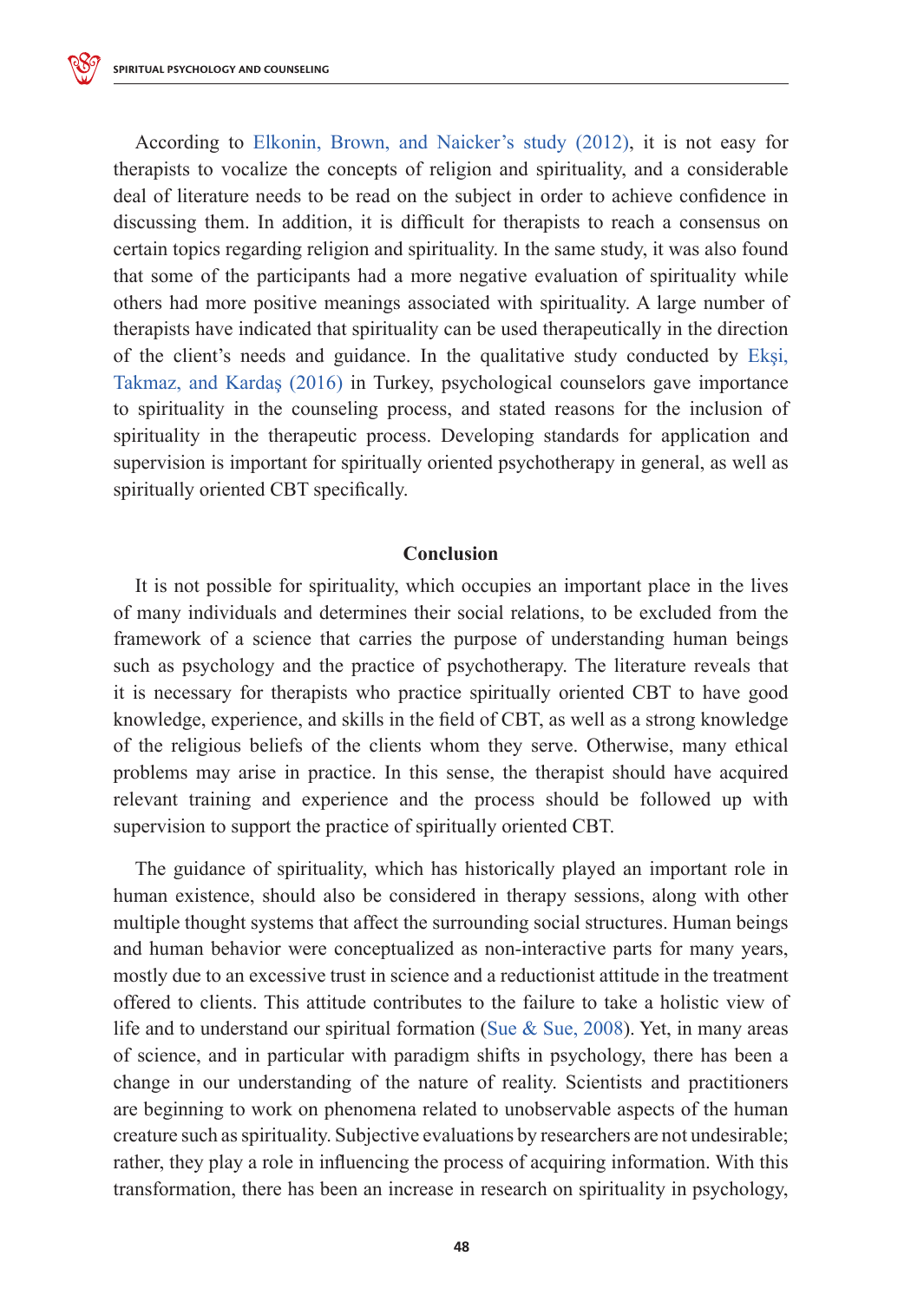According to Elkonin, Brown, and Naicker's study (2012), it is not easy for therapists to vocalize the concepts of religion and spirituality, and a considerable deal of literature needs to be read on the subject in order to achieve confidence in discussing them. In addition, it is difficult for therapists to reach a consensus on certain topics regarding religion and spirituality. In the same study, it was also found that some of the participants had a more negative evaluation of spirituality while others had more positive meanings associated with spirituality. A large number of therapists have indicated that spirituality can be used therapeutically in the direction of the client's needs and guidance. In the qualitative study conducted by Ekşi, Takmaz, and Kardaş (2016) in Turkey, psychological counselors gave importance to spirituality in the counseling process, and stated reasons for the inclusion of spirituality in the therapeutic process. Developing standards for application and supervision is important for spiritually oriented psychotherapy in general, as well as spiritually oriented CBT specifically.

## Conclusion

It is not possible for spirituality, which occupies an important place in the lives of many individuals and determines their social relations, to be excluded from the framework of a science that carries the purpose of understanding human beings such as psychology and the practice of psychotherapy. The literature reveals that it is necessary for therapists who practice spiritually oriented CBT to have good knowledge, experience, and skills in the field of CBT, as well as a strong knowledge of the religious beliefs of the clients whom they serve. Otherwise, many ethical problems may arise in practice. In this sense, the therapist should have acquired relevant training and experience and the process should be followed up with supervision to support the practice of spiritually oriented CBT.

The guidance of spirituality, which has historically played an important role in human existence, should also be considered in therapy sessions, along with other multiple thought systems that affect the surrounding social structures. Human beings and human behavior were conceptualized as non-interactive parts for many years, mostly due to an excessive trust in science and a reductionist attitude in the treatment offered to clients. This attitude contributes to the failure to take a holistic view of life and to understand our spiritual formation (Sue & Sue, 2008). Yet, in many areas of science, and in particular with paradigm shifts in psychology, there has been a change in our understanding of the nature of reality. Scientists and practitioners are beginning to work on phenomena related to unobservable aspects of the human creature such as spirituality. Subjective evaluations by researchers are not undesirable; rather, they play a role in influencing the process of acquiring information. With this transformation, there has been an increase in research on spirituality in psychology,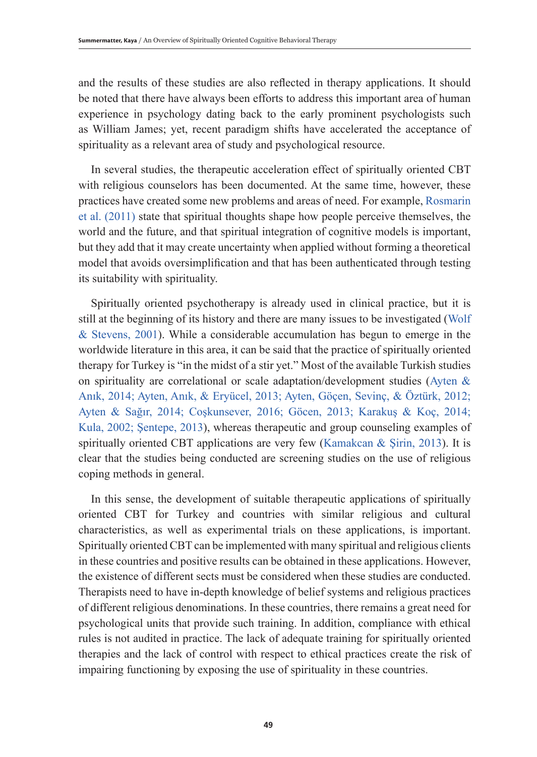and the results of these studies are also reflected in therapy applications. It should be noted that there have always been efforts to address this important area of human experience in psychology dating back to the early prominent psychologists such as William James; yet, recent paradigm shifts have accelerated the acceptance of spirituality as a relevant area of study and psychological resource.

In several studies, the therapeutic acceleration effect of spiritually oriented CBT with religious counselors has been documented. At the same time, however, these practices have created some new problems and areas of need. For example, Rosmarin et al. (2011) state that spiritual thoughts shape how people perceive themselves, the world and the future, and that spiritual integration of cognitive models is important, but they add that it may create uncertainty when applied without forming a theoretical model that avoids oversimplification and that has been authenticated through testing its suitability with spirituality.

Spiritually oriented psychotherapy is already used in clinical practice, but it is still at the beginning of its history and there are many issues to be investigated (Wolf & Stevens, 2001). While a considerable accumulation has begun to emerge in the worldwide literature in this area, it can be said that the practice of spiritually oriented therapy for Turkey is "in the midst of a stir yet." Most of the available Turkish studies on spirituality are correlational or scale adaptation/development studies (Ayten & Anık, 2014; Ayten, Anık, & Eryücel, 2013; Ayten, Göçen, Sevinç, & Öztürk, 2012; Ayten & Sağır, 2014; Coşkunsever, 2016; Göcen, 2013; Karakuş & Koç, 2014; Kula, 2002; Şentepe, 2013), whereas therapeutic and group counseling examples of spiritually oriented CBT applications are very few (Kamakcan & Şirin, 2013). It is clear that the studies being conducted are screening studies on the use of religious coping methods in general.

In this sense, the development of suitable therapeutic applications of spiritually oriented CBT for Turkey and countries with similar religious and cultural characteristics, as well as experimental trials on these applications, is important. Spiritually oriented CBT can be implemented with many spiritual and religious clients in these countries and positive results can be obtained in these applications. However, the existence of different sects must be considered when these studies are conducted. Therapists need to have in-depth knowledge of belief systems and religious practices of different religious denominations. In these countries, there remains a great need for psychological units that provide such training. In addition, compliance with ethical rules is not audited in practice. The lack of adequate training for spiritually oriented therapies and the lack of control with respect to ethical practices create the risk of impairing functioning by exposing the use of spirituality in these countries.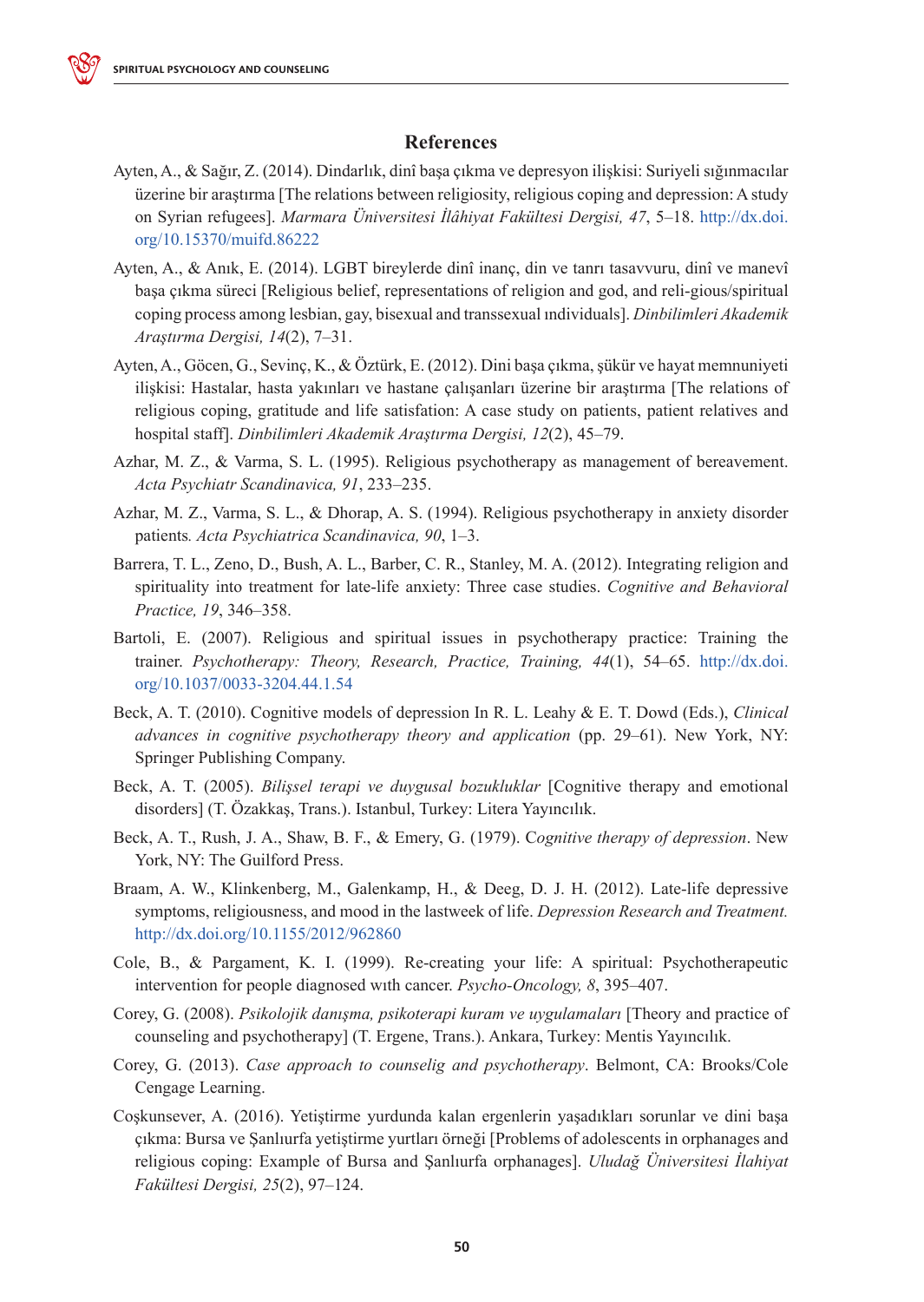## References

Ayten, A., & Sağır, Z. (2014). Dindarlık, dinî başa çıkma ve depresyon ilişkisi: Suriyeli sığınmacılar üzerine bir araştırma [The relations between religiosity, religious coping and depression: A study on Syrian refugees]. *Marmara Üniversitesi İlâhiyat Fakültesi Dergisi, 47*, 5–18. http://dx.doi.org/10.15370/muifd.86222

Ayten, A., & Anık, E. (2014). LGBT bireylerde dinî inanç, din ve tanrı tasavvuru, dinî ve manevî başa çıkma süreci [Religious belief, representations of religion and god, and reli-gious/spiritual coping process among lesbian, gay, bisexual and transsexual ındividuals]. *Dinbilimleri Akademik Araştırma Dergisi, 14*(2), 7–31.

Ayten, A., Göcen, G., Sevinç, K., & Öztürk, E. (2012). Dini başa çıkma, şükür ve hayat memnuniyeti ilişkisi: Hastalar, hasta yakınları ve hastane çalışanları üzerine bir araştırma [The relations of religious coping, gratitude and life satisfation: A case study on patients, patient relatives and hospital staff]. *Dinbilimleri Akademik Araştırma Dergisi, 12*(2), 45–79.

Azhar, M. Z., & Varma, S. L. (1995). Religious psychotherapy as management of bereavement. *Acta Psychiatr Scandinavica, 91*, 233–235.

Azhar, M. Z., Varma, S. L., & Dhorap, A. S. (1994). Religious psychotherapy in anxiety disorder patients*. Acta Psychiatrica Scandinavica, 90*, 1–3.

Barrera, T. L., Zeno, D., Bush, A. L., Barber, C. R., Stanley, M. A. (2012). Integrating religion and spirituality into treatment for late-life anxiety: Three case studies. *Cognitive and Behavioral Practice, 19*, 346–358.

Bartoli, E. (2007). Religious and spiritual issues in psychotherapy practice: Training the trainer. *Psychotherapy: Theory, Research, Practice, Training, 44*(1), 54–65. http://dx.doi.org/10.1037/0033-3204.44.1.54

Beck, A. T. (2010). Cognitive models of depression In R. L. Leahy & E. T. Dowd (Eds.), *Clinical advances in cognitive psychotherapy theory and application* (pp. 29–61). New York, NY: Springer Publishing Company.

Beck, A. T. (2005). *Bilişsel terapi ve duygusal bozukluklar* [Cognitive therapy and emotional disorders] (T. Özakkaş, Trans.). Istanbul, Turkey: Litera Yayıncılık.

Beck, A. T., Rush, J. A., Shaw, B. F., & Emery, G. (1979). C*ognitive therapy of depression*. New York, NY: The Guilford Press.

Braam, A. W., Klinkenberg, M., Galenkamp, H., & Deeg, D. J. H. (2012). Late-life depressive symptoms, religiousness, and mood in the lastweek of life. *Depression Research and Treatment.* http://dx.doi.org/10.1155/2012/962860

Cole, B., & Pargament, K. I. (1999). Re-creating your life: A spiritual: Psychotherapeutic intervention for people diagnosed wıth cancer. *Psycho-Oncology, 8*, 395–407.

Corey, G. (2008). *Psikolojik danışma, psikoterapi kuram ve uygulamaları* [Theory and practice of counseling and psychotherapy] (T. Ergene, Trans.). Ankara, Turkey: Mentis Yayıncılık.

Corey, G. (2013). *Case approach to counselig and psychotherapy*. Belmont, CA: Brooks/Cole Cengage Learning.

Coşkunsever, A. (2016). Yetiştirme yurdunda kalan ergenlerin yaşadıkları sorunlar ve dini başa çıkma: Bursa ve Şanlıurfa yetiştirme yurtları örneği [Problems of adolescents in orphanages and religious coping: Example of Bursa and Şanlıurfa orphanages]. *Uludağ Üniversitesi İlahiyat Fakültesi Dergisi, 25*(2), 97–124.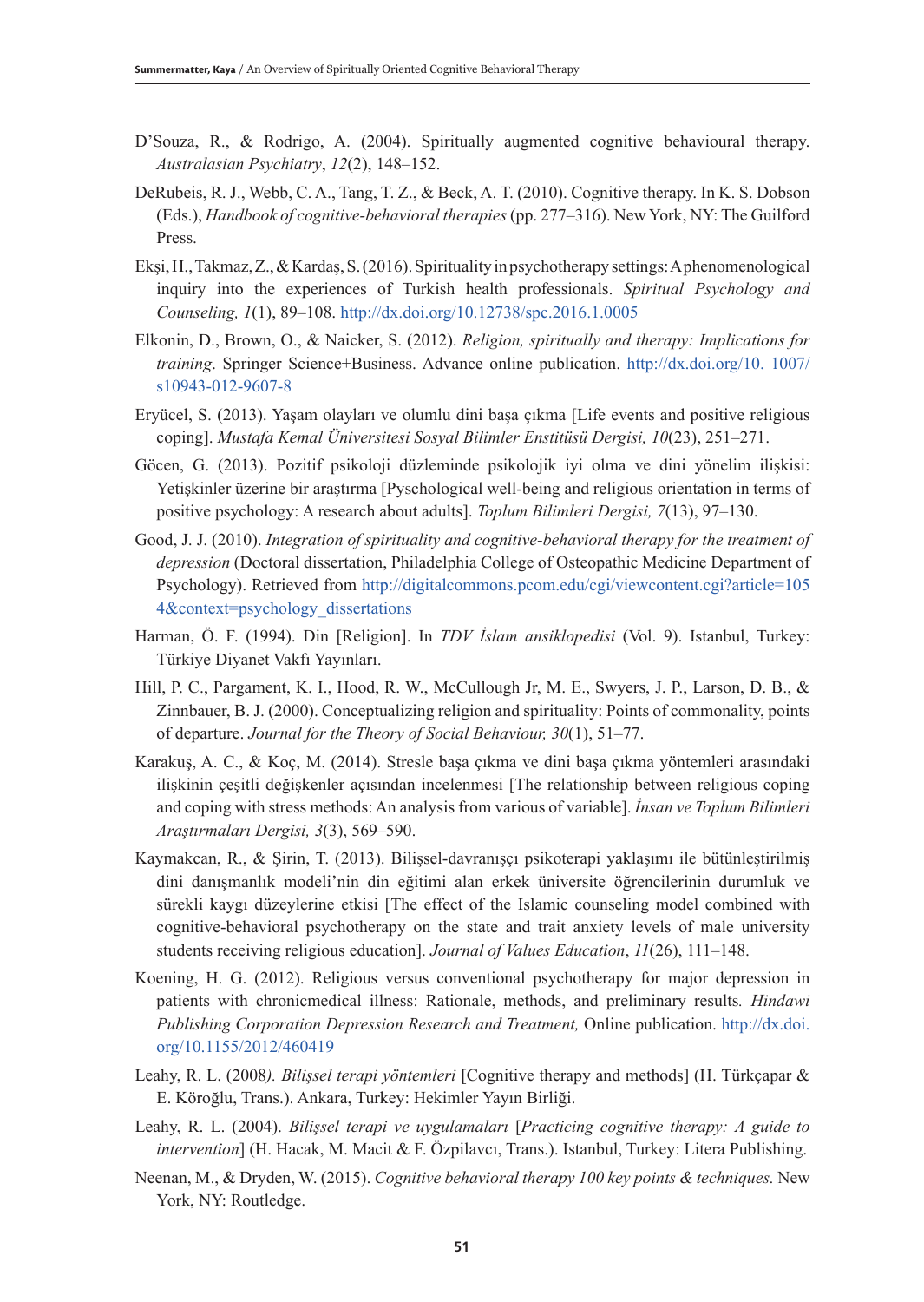D'Souza, R., & Rodrigo, A. (2004). Spiritually augmented cognitive behavioural therapy. *Australasian Psychiatry*, *12*(2), 148–152.

DeRubeis, R. J., Webb, C. A., Tang, T. Z., & Beck, A. T. (2010). Cognitive therapy. In K. S. Dobson (Eds.), *Handbook of cognitive-behavioral therapies* (pp. 277–316). New York, NY: The Guilford Press.

Ekşi, H., Takmaz, Z., & Kardaş, S. (2016). Spirituality in psychotherapy settings: A phenomenological inquiry into the experiences of Turkish health professionals. *Spiritual Psychology and Counseling, 1*(1), 89–108. http://dx.doi.org/10.12738/spc.2016.1.0005

Elkonin, D., Brown, O., & Naicker, S. (2012). *Religion, spiritually and therapy: Implications for training*. Springer Science+Business. Advance online publication. http://dx.doi.org/10. 1007/s10943-012-9607-8

Eryücel, S. (2013). Yaşam olayları ve olumlu dini başa çıkma [Life events and positive religious coping]. *Mustafa Kemal Üniversitesi Sosyal Bilimler Enstitüsü Dergisi, 10*(23), 251–271.

Göcen, G. (2013). Pozitif psikoloji düzleminde psikolojik iyi olma ve dini yönelim ilişkisi: Yetişkinler üzerine bir araştırma [Pyschological well-being and religious orientation in terms of positive psychology: A research about adults]. *Toplum Bilimleri Dergisi, 7*(13), 97–130.

Good, J. J. (2010). *Integration of spirituality and cognitive-behavioral therapy for the treatment of depression* (Doctoral dissertation, Philadelphia College of Osteopathic Medicine Department of Psychology). Retrieved from http://digitalcommons.pcom.edu/cgi/viewcontent.cgi?article=1054&context=psychology_dissertations

Harman, Ö. F. (1994). Din [Religion]. In *TDV İslam ansiklopedisi* (Vol. 9). Istanbul, Turkey: Türkiye Diyanet Vakfı Yayınları.

Hill, P. C., Pargament, K. I., Hood, R. W., McCullough Jr, M. E., Swyers, J. P., Larson, D. B., & Zinnbauer, B. J. (2000). Conceptualizing religion and spirituality: Points of commonality, points of departure. *Journal for the Theory of Social Behaviour, 30*(1), 51–77.

Karakuş, A. C., & Koç, M. (2014). Stresle başa çıkma ve dini başa çıkma yöntemleri arasındaki ilişkinin çeşitli değişkenler açısından incelenmesi [The relationship between religious coping and coping with stress methods: An analysis from various of variable]. *İnsan ve Toplum Bilimleri Araştırmaları Dergisi, 3*(3), 569–590.

Kaymakcan, R., & Şirin, T. (2013). Bilişsel-davranışçı psikoterapi yaklaşımı ile bütünleştirilmiş dini danışmanlık modeli'nin din eğitimi alan erkek üniversite öğrencilerinin durumluk ve sürekli kaygı düzeylerine etkisi [The effect of the Islamic counseling model combined with cognitive-behavioral psychotherapy on the state and trait anxiety levels of male university students receiving religious education]. *Journal of Values Education*, *11*(26), 111–148.

Koening, H. G. (2012). Religious versus conventional psychotherapy for major depression in patients with chronicmedical illness: Rationale, methods, and preliminary results*. Hindawi Publishing Corporation Depression Research and Treatment,* Online publication. http://dx.doi.org/10.1155/2012/460419

Leahy, R. L. (2008*). Bilişsel terapi yöntemleri* [Cognitive therapy and methods] (H. Türkçapar & E. Köroğlu, Trans.). Ankara, Turkey: Hekimler Yayın Birliği.

Leahy, R. L. (2004). *Bilişsel terapi ve uygulamaları* [*Practicing cognitive therapy: A guide to intervention*] (H. Hacak, M. Macit & F. Özpilavcı, Trans.). Istanbul, Turkey: Litera Publishing.

Neenan, M., & Dryden, W. (2015). *Cognitive behavioral therapy 100 key points & techniques.* New York, NY: Routledge.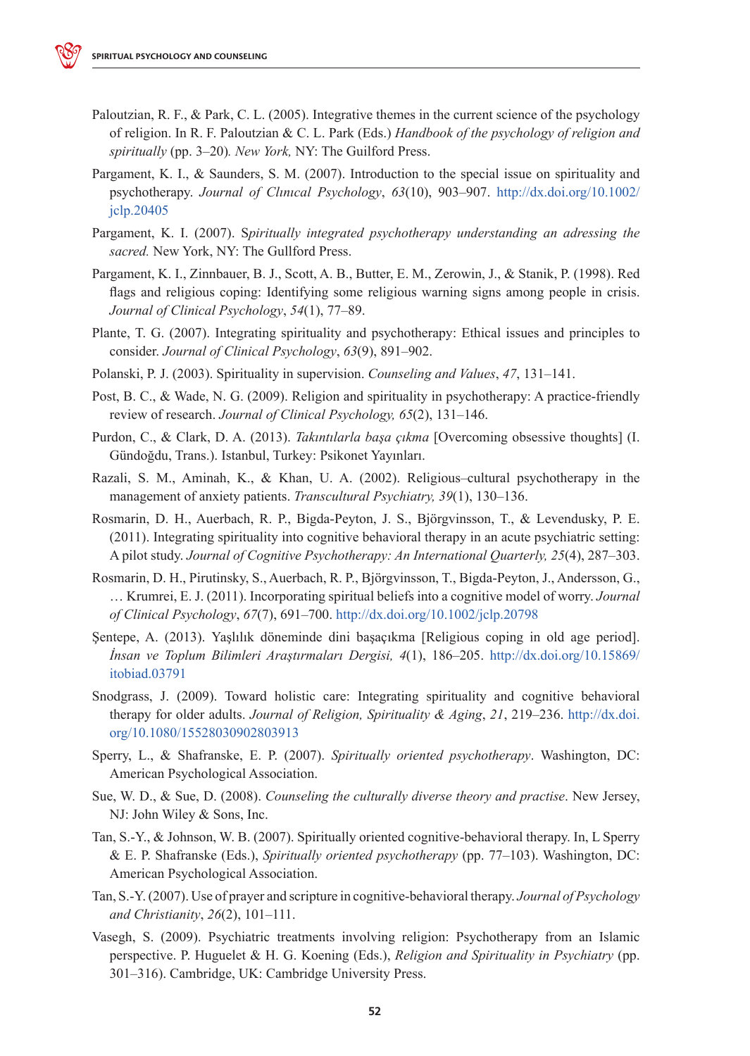Paloutzian, R. F., & Park, C. L. (2005). Integrative themes in the current science of the psychology of religion. In R. F. Paloutzian & C. L. Park (Eds.) *Handbook of the psychology of religion and spiritually* (pp. 3–20)*. New York,* NY: The Guilford Press.

Pargament, K. I., & Saunders, S. M. (2007). Introduction to the special issue on spirituality and psychotherapy. *Journal of Clınical Psychology*, *63*(10), 903–907. http://dx.doi.org/10.1002/jclp.20405

Pargament, K. I. (2007). S*piritually integrated psychotherapy understanding an adressing the sacred.* New York, NY: The Gullford Press.

Pargament, K. I., Zinnbauer, B. J., Scott, A. B., Butter, E. M., Zerowin, J., & Stanik, P. (1998). Red flags and religious coping: Identifying some religious warning signs among people in crisis. *Journal of Clinical Psychology*, *54*(1), 77–89.

Plante, T. G. (2007). Integrating spirituality and psychotherapy: Ethical issues and principles to consider. *Journal of Clinical Psychology*, *63*(9), 891–902.

Polanski, P. J. (2003). Spirituality in supervision. *Counseling and Values*, *47*, 131–141.

Post, B. C., & Wade, N. G. (2009). Religion and spirituality in psychotherapy: A practice-friendly review of research. *Journal of Clinical Psychology, 65*(2), 131–146.

Purdon, C., & Clark, D. A. (2013). *Takıntılarla başa çıkma* [Overcoming obsessive thoughts] (I. Gündoğdu, Trans.). Istanbul, Turkey: Psikonet Yayınları.

Razali, S. M., Aminah, K., & Khan, U. A. (2002). Religious–cultural psychotherapy in the management of anxiety patients. *Transcultural Psychiatry, 39*(1), 130–136.

Rosmarin, D. H., Auerbach, R. P., Bigda-Peyton, J. S., Björgvinsson, T., & Levendusky, P. E. (2011). Integrating spirituality into cognitive behavioral therapy in an acute psychiatric setting: A pilot study. *Journal of Cognitive Psychotherapy: An International Quarterly, 25*(4), 287–303.

Rosmarin, D. H., Pirutinsky, S., Auerbach, R. P., Björgvinsson, T., Bigda-Peyton, J., Andersson, G., … Krumrei, E. J. (2011). Incorporating spiritual beliefs into a cognitive model of worry. *Journal of Clinical Psychology*, *67*(7), 691–700. http://dx.doi.org/10.1002/jclp.20798

Şentepe, A. (2013). Yaşlılık döneminde dini başaçıkma [Religious coping in old age period]. *İnsan ve Toplum Bilimleri Araştırmaları Dergisi, 4*(1), 186–205. http://dx.doi.org/10.15869/itobiad.03791

Snodgrass, J. (2009). Toward holistic care: Integrating spirituality and cognitive behavioral therapy for older adults. *Journal of Religion, Spirituality & Aging*, *21*, 219–236. http://dx.doi.org/10.1080/15528030902803913

Sperry, L., & Shafranske, E. P. (2007). *Spiritually oriented psychotherapy*. Washington, DC: American Psychological Association.

Sue, W. D., & Sue, D. (2008). *Counseling the culturally diverse theory and practise*. New Jersey, NJ: John Wiley & Sons, Inc.

Tan, S.-Y., & Johnson, W. B. (2007). Spiritually oriented cognitive-behavioral therapy. In, L Sperry & E. P. Shafranske (Eds.), *Spiritually oriented psychotherapy* (pp. 77–103). Washington, DC: American Psychological Association.

Tan, S.-Y. (2007). Use of prayer and scripture in cognitive-behavioral therapy. *Journal of Psychology and Christianity*, *26*(2), 101–111.

Vasegh, S. (2009). Psychiatric treatments involving religion: Psychotherapy from an Islamic perspective. P. Huguelet & H. G. Koening (Eds.), *Religion and Spirituality in Psychiatry* (pp. 301–316). Cambridge, UK: Cambridge University Press.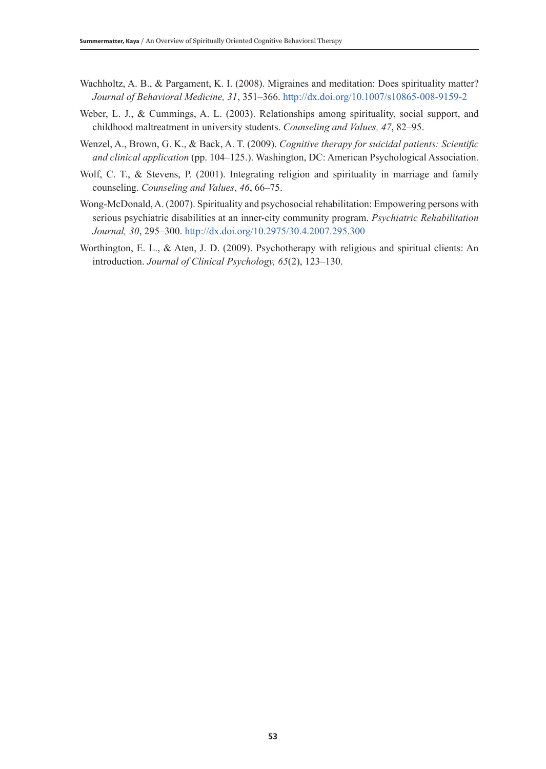Wachholtz, A. B., & Pargament, K. I. (2008). Migraines and meditation: Does spirituality matter? *Journal of Behavioral Medicine, 31*, 351–366. http://dx.doi.org/10.1007/s10865-008-9159-2

Weber, L. J., & Cummings, A. L. (2003). Relationships among spirituality, social support, and childhood maltreatment in university students. *Counseling and Values, 47*, 82–95.

Wenzel, A., Brown, G. K., & Back, A. T. (2009). *Cognitive therapy for suicidal patients: Scientific and clinical application* (pp. 104–125.). Washington, DC: American Psychological Association.

Wolf, C. T., & Stevens, P. (2001). Integrating religion and spirituality in marriage and family counseling. *Counseling and Values*, *46*, 66–75.

Wong-McDonald, A. (2007). Spirituality and psychosocial rehabilitation: Empowering persons with serious psychiatric disabilities at an inner-city community program. *Psychiatric Rehabilitation Journal, 30*, 295–300. http://dx.doi.org/10.2975/30.4.2007.295.300

Worthington, E. L., & Aten, J. D. (2009). Psychotherapy with religious and spiritual clients: An introduction. *Journal of Clinical Psychology, 65*(2), 123–130.